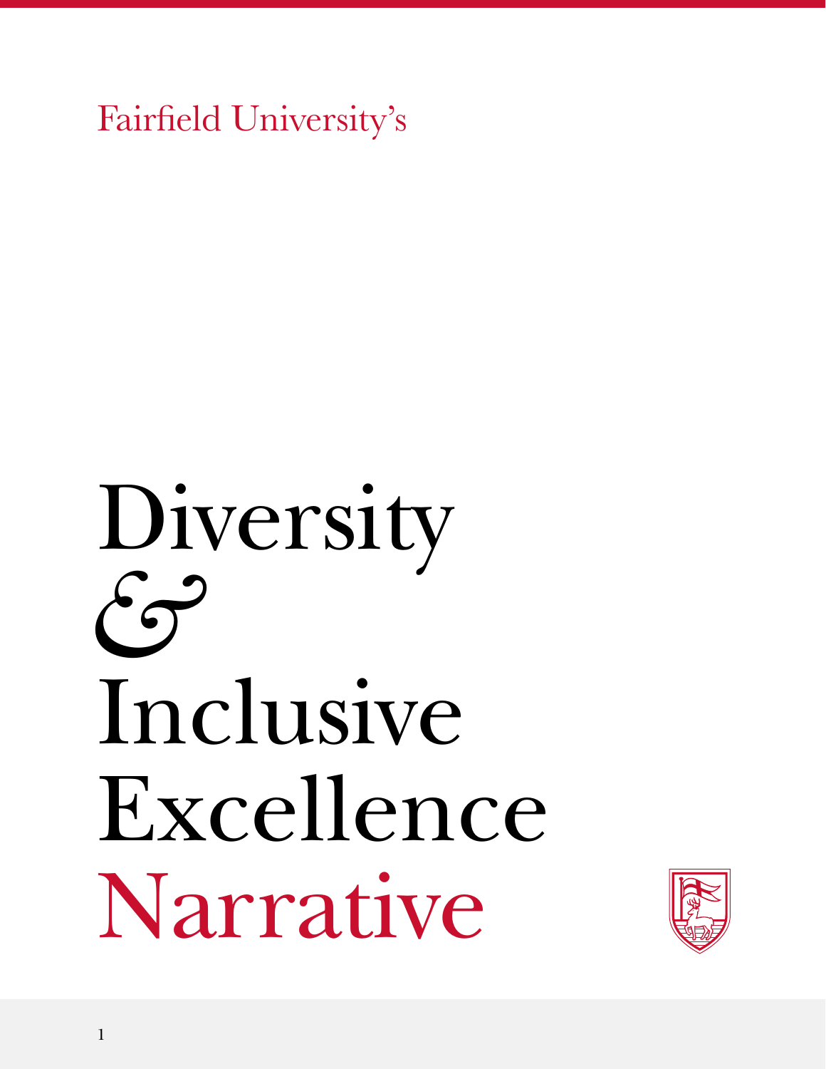Fairfield University's

# Diversity & Inclusive Excellence Narrative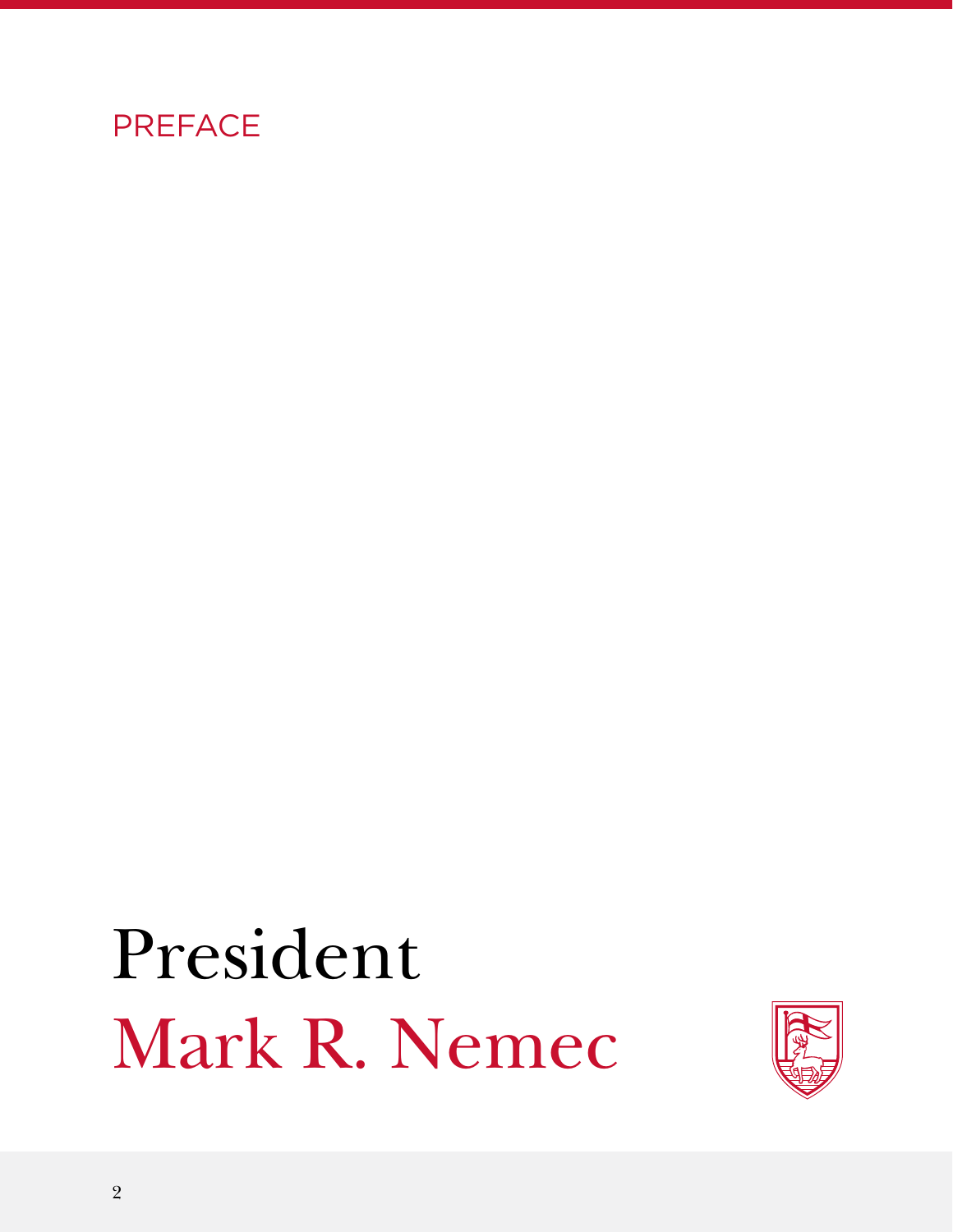PREFACE

# President
# Mark R. Nemec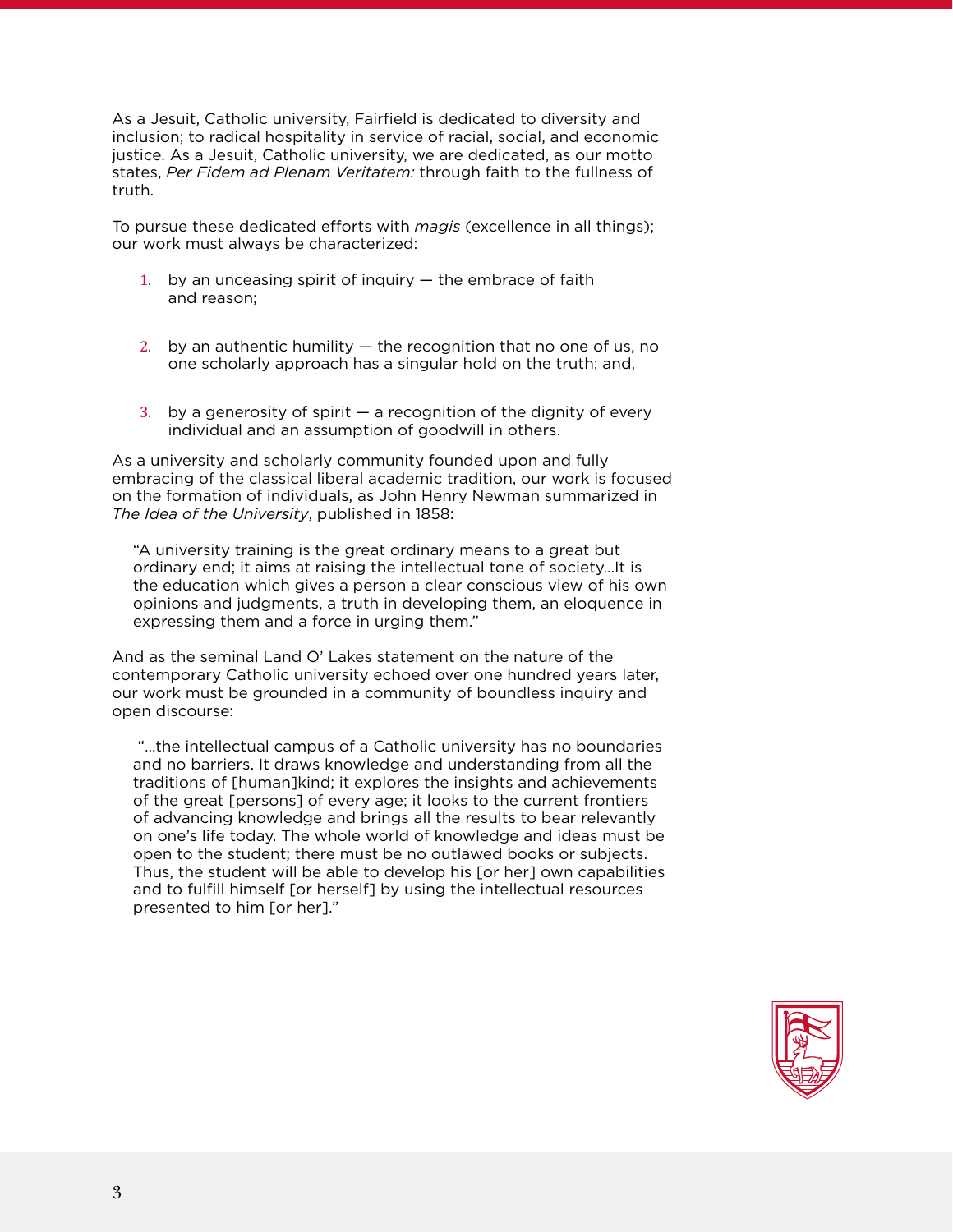As a Jesuit, Catholic university, Fairfield is dedicated to diversity and inclusion; to radical hospitality in service of racial, social, and economic justice. As a Jesuit, Catholic university, we are dedicated, as our motto states, *Per Fidem ad Plenam Veritatem:* through faith to the fullness of truth.

To pursue these dedicated efforts with *magis* (excellence in all things); our work must always be characterized:

1. by an unceasing spirit of inquiry — the embrace of faith and reason;
2. by an authentic humility — the recognition that no one of us, no one scholarly approach has a singular hold on the truth; and,
3. by a generosity of spirit — a recognition of the dignity of every individual and an assumption of goodwill in others.

As a university and scholarly community founded upon and fully embracing of the classical liberal academic tradition, our work is focused on the formation of individuals, as John Henry Newman summarized in *The Idea of the University*, published in 1858:

> "A university training is the great ordinary means to a great but ordinary end; it aims at raising the intellectual tone of society...It is the education which gives a person a clear conscious view of his own opinions and judgments, a truth in developing them, an eloquence in expressing them and a force in urging them."

And as the seminal Land O' Lakes statement on the nature of the contemporary Catholic university echoed over one hundred years later, our work must be grounded in a community of boundless inquiry and open discourse:

> "...the intellectual campus of a Catholic university has no boundaries and no barriers. It draws knowledge and understanding from all the traditions of [human]kind; it explores the insights and achievements of the great [persons] of every age; it looks to the current frontiers of advancing knowledge and brings all the results to bear relevantly on one's life today. The whole world of knowledge and ideas must be open to the student; there must be no outlawed books or subjects. Thus, the student will be able to develop his [or her] own capabilities and to fulfill himself [or herself] by using the intellectual resources presented to him [or her]."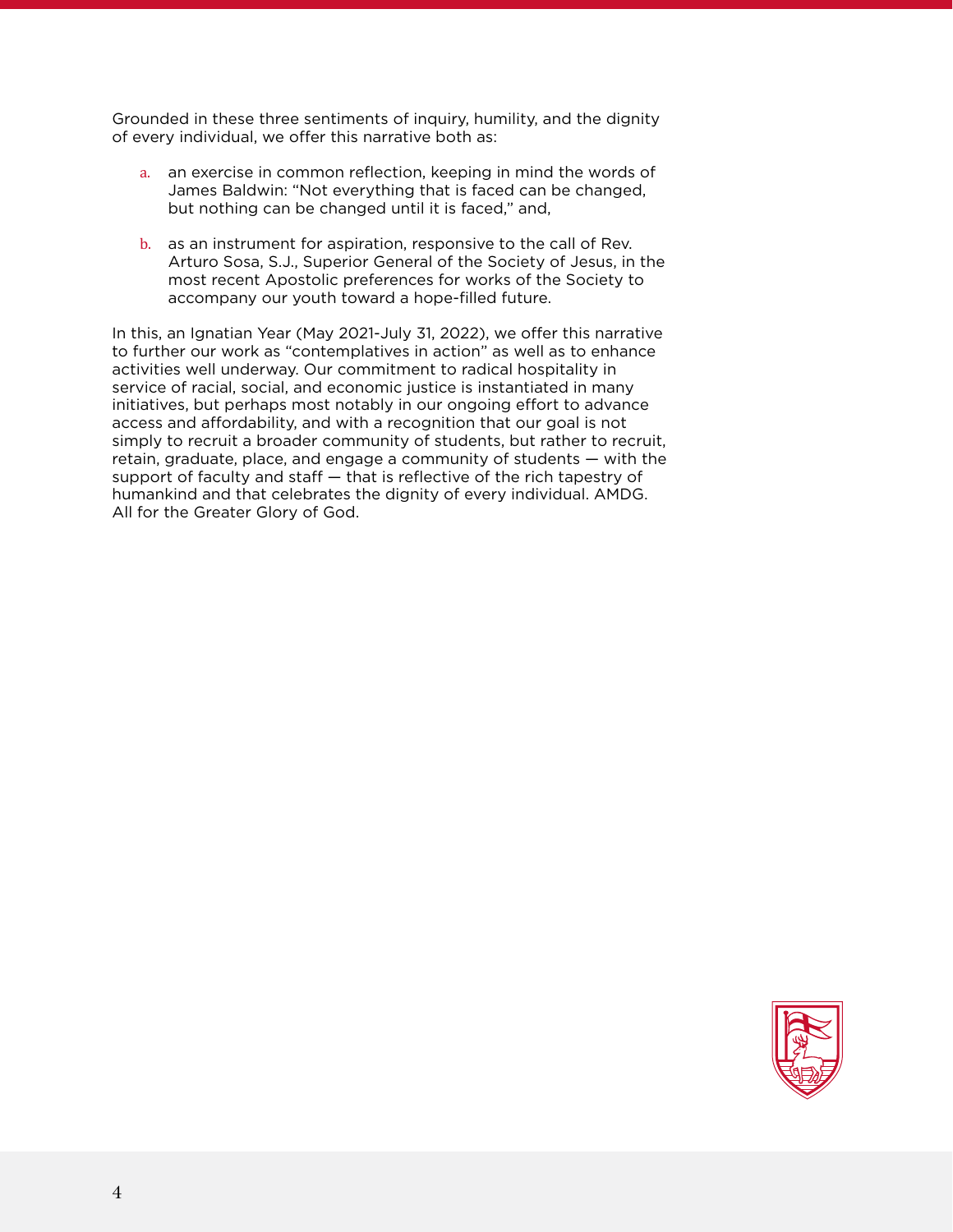Grounded in these three sentiments of inquiry, humility, and the dignity of every individual, we offer this narrative both as:

a. an exercise in common reflection, keeping in mind the words of James Baldwin: "Not everything that is faced can be changed, but nothing can be changed until it is faced," and,

b. as an instrument for aspiration, responsive to the call of Rev. Arturo Sosa, S.J., Superior General of the Society of Jesus, in the most recent Apostolic preferences for works of the Society to accompany our youth toward a hope-filled future.

In this, an Ignatian Year (May 2021-July 31, 2022), we offer this narrative to further our work as "contemplatives in action" as well as to enhance activities well underway. Our commitment to radical hospitality in service of racial, social, and economic justice is instantiated in many initiatives, but perhaps most notably in our ongoing effort to advance access and affordability, and with a recognition that our goal is not simply to recruit a broader community of students, but rather to recruit, retain, graduate, place, and engage a community of students — with the support of faculty and staff — that is reflective of the rich tapestry of humankind and that celebrates the dignity of every individual. AMDG. All for the Greater Glory of God.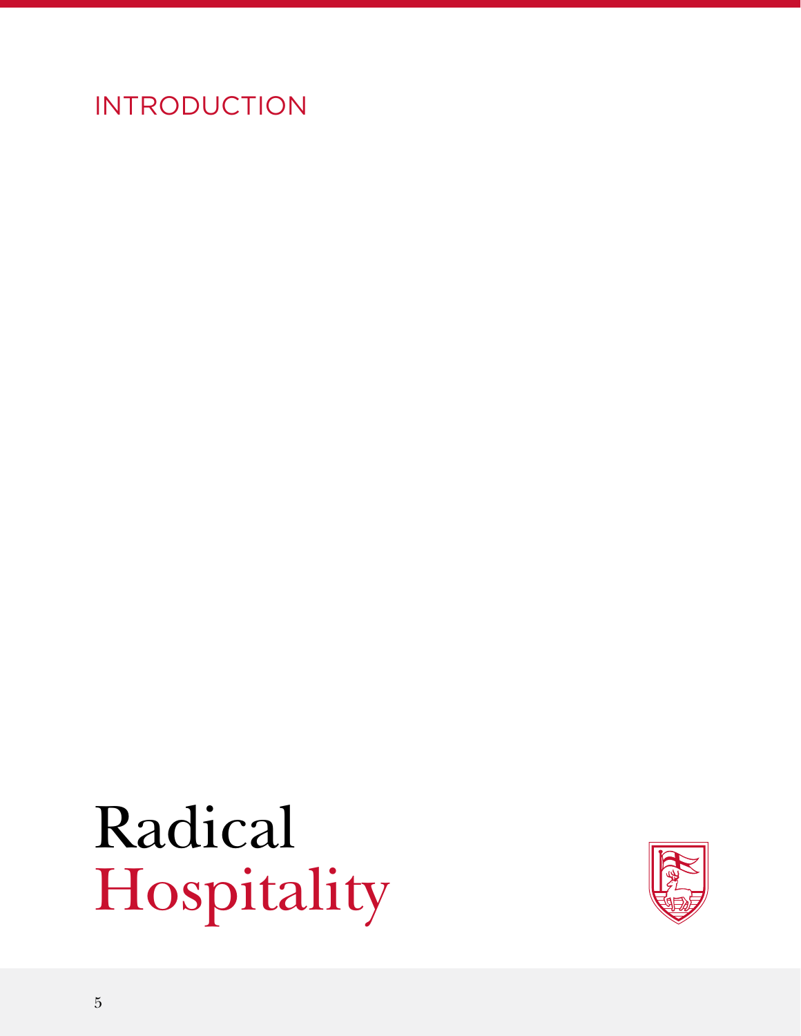INTRODUCTION

# Radical Hospitality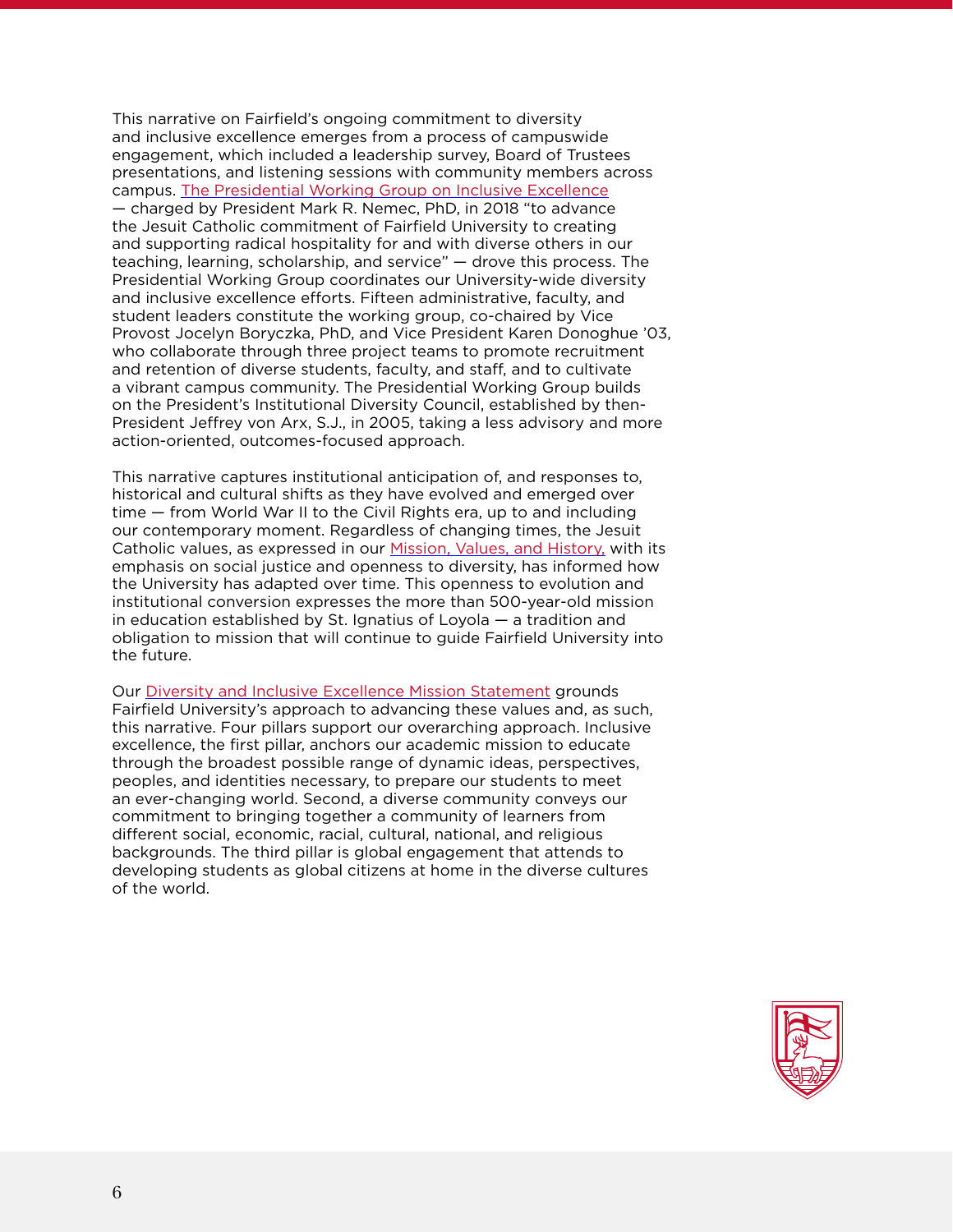This narrative on Fairfield's ongoing commitment to diversity and inclusive excellence emerges from a process of campuswide engagement, which included a leadership survey, Board of Trustees presentations, and listening sessions with community members across campus. The Presidential Working Group on Inclusive Excellence — charged by President Mark R. Nemec, PhD, in 2018 "to advance the Jesuit Catholic commitment of Fairfield University to creating and supporting radical hospitality for and with diverse others in our teaching, learning, scholarship, and service" — drove this process. The Presidential Working Group coordinates our University-wide diversity and inclusive excellence efforts. Fifteen administrative, faculty, and student leaders constitute the working group, co-chaired by Vice Provost Jocelyn Boryczka, PhD, and Vice President Karen Donoghue '03, who collaborate through three project teams to promote recruitment and retention of diverse students, faculty, and staff, and to cultivate a vibrant campus community. The Presidential Working Group builds on the President's Institutional Diversity Council, established by then-President Jeffrey von Arx, S.J., in 2005, taking a less advisory and more action-oriented, outcomes-focused approach.

This narrative captures institutional anticipation of, and responses to, historical and cultural shifts as they have evolved and emerged over time — from World War II to the Civil Rights era, up to and including our contemporary moment. Regardless of changing times, the Jesuit Catholic values, as expressed in our Mission, Values, and History, with its emphasis on social justice and openness to diversity, has informed how the University has adapted over time. This openness to evolution and institutional conversion expresses the more than 500-year-old mission in education established by St. Ignatius of Loyola — a tradition and obligation to mission that will continue to guide Fairfield University into the future.

Our Diversity and Inclusive Excellence Mission Statement grounds Fairfield University's approach to advancing these values and, as such, this narrative. Four pillars support our overarching approach. Inclusive excellence, the first pillar, anchors our academic mission to educate through the broadest possible range of dynamic ideas, perspectives, peoples, and identities necessary, to prepare our students to meet an ever-changing world. Second, a diverse community conveys our commitment to bringing together a community of learners from different social, economic, racial, cultural, national, and religious backgrounds. The third pillar is global engagement that attends to developing students as global citizens at home in the diverse cultures of the world.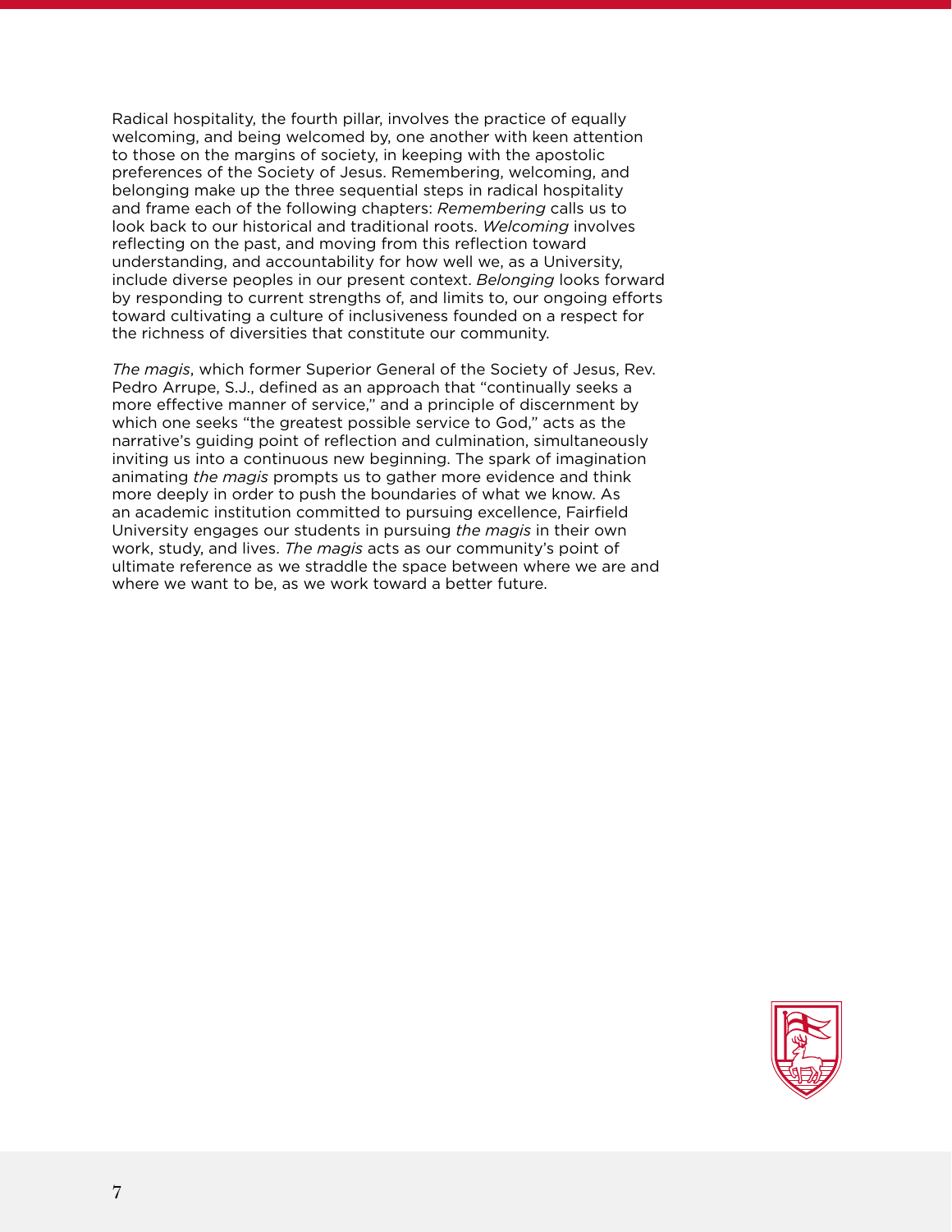Radical hospitality, the fourth pillar, involves the practice of equally welcoming, and being welcomed by, one another with keen attention to those on the margins of society, in keeping with the apostolic preferences of the Society of Jesus. Remembering, welcoming, and belonging make up the three sequential steps in radical hospitality and frame each of the following chapters: *Remembering* calls us to look back to our historical and traditional roots. *Welcoming* involves reflecting on the past, and moving from this reflection toward understanding, and accountability for how well we, as a University, include diverse peoples in our present context. *Belonging* looks forward by responding to current strengths of, and limits to, our ongoing efforts toward cultivating a culture of inclusiveness founded on a respect for the richness of diversities that constitute our community.

*The magis*, which former Superior General of the Society of Jesus, Rev. Pedro Arrupe, S.J., defined as an approach that "continually seeks a more effective manner of service," and a principle of discernment by which one seeks "the greatest possible service to God," acts as the narrative's guiding point of reflection and culmination, simultaneously inviting us into a continuous new beginning. The spark of imagination animating *the magis* prompts us to gather more evidence and think more deeply in order to push the boundaries of what we know. As an academic institution committed to pursuing excellence, Fairfield University engages our students in pursuing *the magis* in their own work, study, and lives. *The magis* acts as our community's point of ultimate reference as we straddle the space between where we are and where we want to be, as we work toward a better future.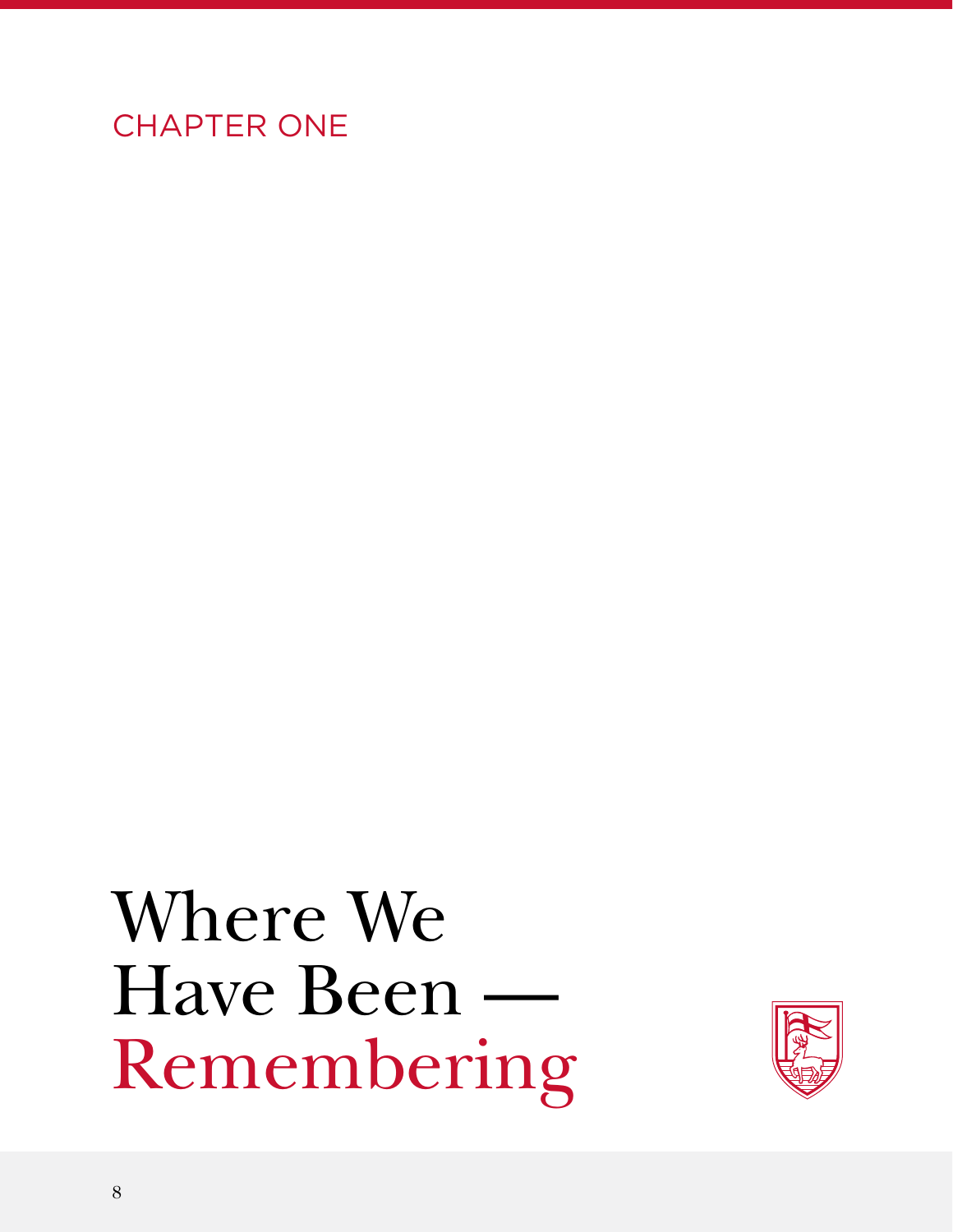CHAPTER ONE

# Where We Have Been — Remembering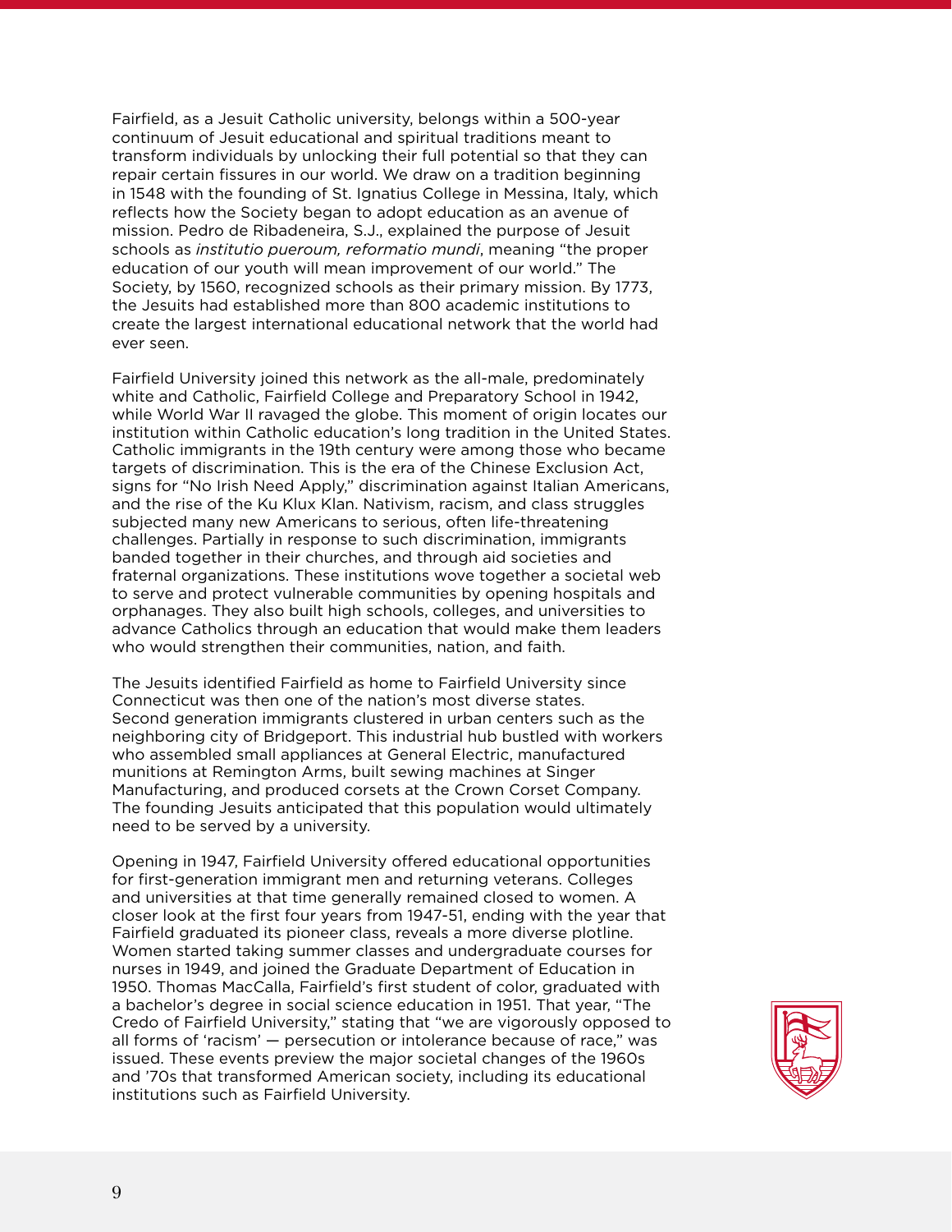Fairfield, as a Jesuit Catholic university, belongs within a 500-year continuum of Jesuit educational and spiritual traditions meant to transform individuals by unlocking their full potential so that they can repair certain fissures in our world. We draw on a tradition beginning in 1548 with the founding of St. Ignatius College in Messina, Italy, which reflects how the Society began to adopt education as an avenue of mission. Pedro de Ribadeneira, S.J., explained the purpose of Jesuit schools as *institutio pueroum, reformatio mundi*, meaning "the proper education of our youth will mean improvement of our world." The Society, by 1560, recognized schools as their primary mission. By 1773, the Jesuits had established more than 800 academic institutions to create the largest international educational network that the world had ever seen.

Fairfield University joined this network as the all-male, predominately white and Catholic, Fairfield College and Preparatory School in 1942, while World War II ravaged the globe. This moment of origin locates our institution within Catholic education's long tradition in the United States. Catholic immigrants in the 19th century were among those who became targets of discrimination. This is the era of the Chinese Exclusion Act, signs for "No Irish Need Apply," discrimination against Italian Americans, and the rise of the Ku Klux Klan. Nativism, racism, and class struggles subjected many new Americans to serious, often life-threatening challenges. Partially in response to such discrimination, immigrants banded together in their churches, and through aid societies and fraternal organizations. These institutions wove together a societal web to serve and protect vulnerable communities by opening hospitals and orphanages. They also built high schools, colleges, and universities to advance Catholics through an education that would make them leaders who would strengthen their communities, nation, and faith.

The Jesuits identified Fairfield as home to Fairfield University since Connecticut was then one of the nation's most diverse states. Second generation immigrants clustered in urban centers such as the neighboring city of Bridgeport. This industrial hub bustled with workers who assembled small appliances at General Electric, manufactured munitions at Remington Arms, built sewing machines at Singer Manufacturing, and produced corsets at the Crown Corset Company. The founding Jesuits anticipated that this population would ultimately need to be served by a university.

Opening in 1947, Fairfield University offered educational opportunities for first-generation immigrant men and returning veterans. Colleges and universities at that time generally remained closed to women. A closer look at the first four years from 1947-51, ending with the year that Fairfield graduated its pioneer class, reveals a more diverse plotline. Women started taking summer classes and undergraduate courses for nurses in 1949, and joined the Graduate Department of Education in 1950. Thomas MacCalla, Fairfield's first student of color, graduated with a bachelor's degree in social science education in 1951. That year, "The Credo of Fairfield University," stating that "we are vigorously opposed to all forms of 'racism' — persecution or intolerance because of race," was issued. These events preview the major societal changes of the 1960s and '70s that transformed American society, including its educational institutions such as Fairfield University.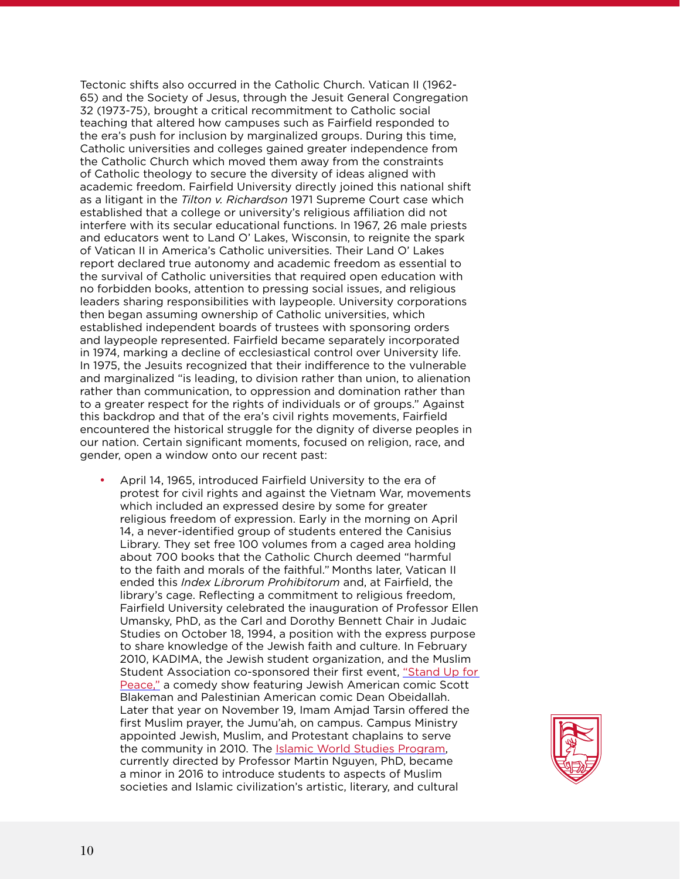Tectonic shifts also occurred in the Catholic Church. Vatican II (1962-65) and the Society of Jesus, through the Jesuit General Congregation 32 (1973-75), brought a critical recommitment to Catholic social teaching that altered how campuses such as Fairfield responded to the era's push for inclusion by marginalized groups. During this time, Catholic universities and colleges gained greater independence from the Catholic Church which moved them away from the constraints of Catholic theology to secure the diversity of ideas aligned with academic freedom. Fairfield University directly joined this national shift as a litigant in the *Tilton v. Richardson* 1971 Supreme Court case which established that a college or university's religious affiliation did not interfere with its secular educational functions. In 1967, 26 male priests and educators went to Land O' Lakes, Wisconsin, to reignite the spark of Vatican II in America's Catholic universities. Their Land O' Lakes report declared true autonomy and academic freedom as essential to the survival of Catholic universities that required open education with no forbidden books, attention to pressing social issues, and religious leaders sharing responsibilities with laypeople. University corporations then began assuming ownership of Catholic universities, which established independent boards of trustees with sponsoring orders and laypeople represented. Fairfield became separately incorporated in 1974, marking a decline of ecclesiastical control over University life. In 1975, the Jesuits recognized that their indifference to the vulnerable and marginalized "is leading, to division rather than union, to alienation rather than communication, to oppression and domination rather than to a greater respect for the rights of individuals or of groups." Against this backdrop and that of the era's civil rights movements, Fairfield encountered the historical struggle for the dignity of diverse peoples in our nation. Certain significant moments, focused on religion, race, and gender, open a window onto our recent past:

- April 14, 1965, introduced Fairfield University to the era of protest for civil rights and against the Vietnam War, movements which included an expressed desire by some for greater religious freedom of expression. Early in the morning on April 14, a never-identified group of students entered the Canisius Library. They set free 100 volumes from a caged area holding about 700 books that the Catholic Church deemed "harmful to the faith and morals of the faithful." Months later, Vatican II ended this *Index Librorum Prohibitorum* and, at Fairfield, the library's cage. Reflecting a commitment to religious freedom, Fairfield University celebrated the inauguration of Professor Ellen Umansky, PhD, as the Carl and Dorothy Bennett Chair in Judaic Studies on October 18, 1994, a position with the express purpose to share knowledge of the Jewish faith and culture. In February 2010, KADIMA, the Jewish student organization, and the Muslim Student Association co-sponsored their first event, "Stand Up for Peace," a comedy show featuring Jewish American comic Scott Blakeman and Palestinian American comic Dean Obeidallah. Later that year on November 19, Imam Amjad Tarsin offered the first Muslim prayer, the Jumu'ah, on campus. Campus Ministry appointed Jewish, Muslim, and Protestant chaplains to serve the community in 2010. The Islamic World Studies Program, currently directed by Professor Martin Nguyen, PhD, became a minor in 2016 to introduce students to aspects of Muslim societies and Islamic civilization's artistic, literary, and cultural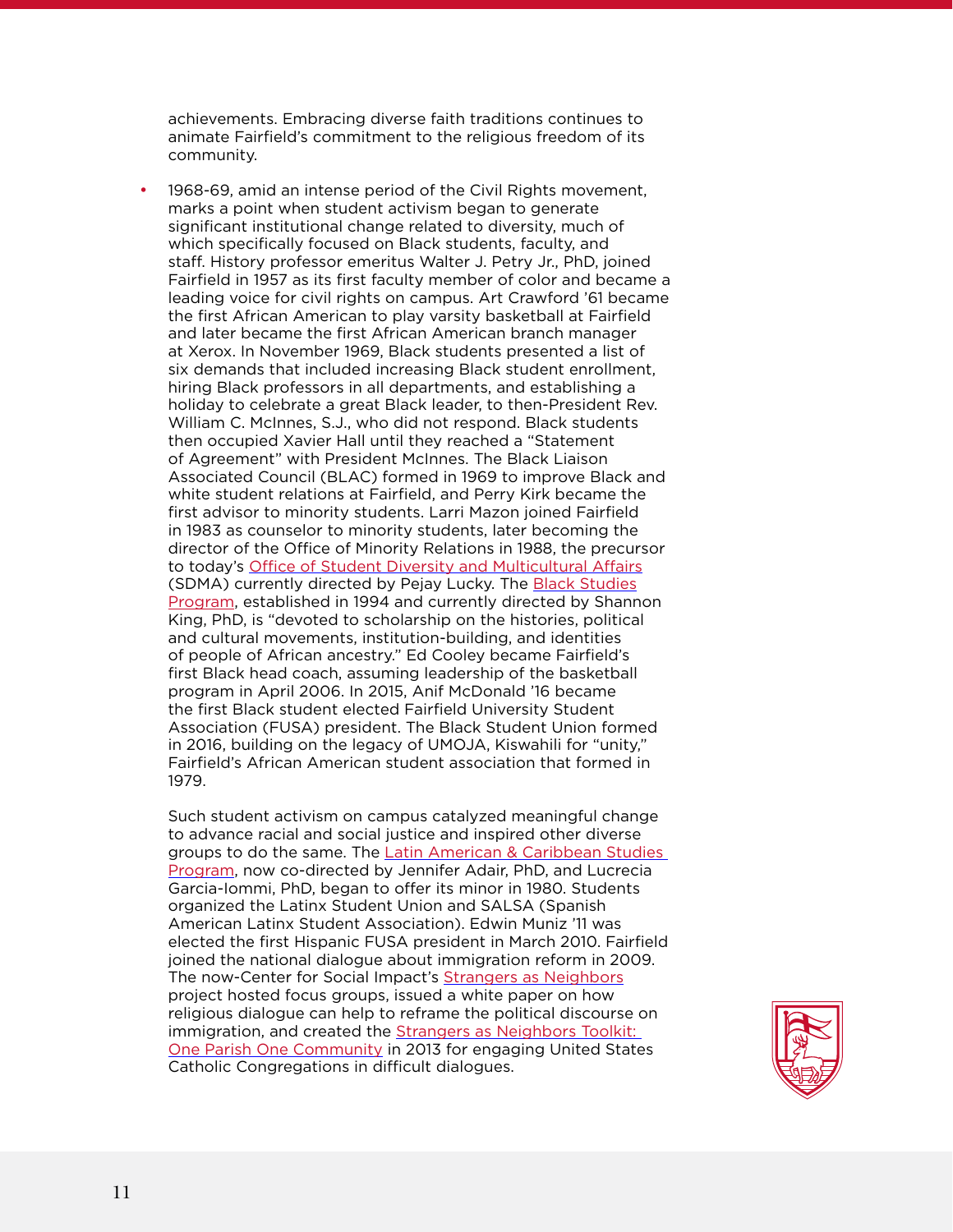achievements. Embracing diverse faith traditions continues to animate Fairfield's commitment to the religious freedom of its community.

- 1968-69, amid an intense period of the Civil Rights movement, marks a point when student activism began to generate significant institutional change related to diversity, much of which specifically focused on Black students, faculty, and staff. History professor emeritus Walter J. Petry Jr., PhD, joined Fairfield in 1957 as its first faculty member of color and became a leading voice for civil rights on campus. Art Crawford '61 became the first African American to play varsity basketball at Fairfield and later became the first African American branch manager at Xerox. In November 1969, Black students presented a list of six demands that included increasing Black student enrollment, hiring Black professors in all departments, and establishing a holiday to celebrate a great Black leader, to then-President Rev. William C. McInnes, S.J., who did not respond. Black students then occupied Xavier Hall until they reached a "Statement of Agreement" with President McInnes. The Black Liaison Associated Council (BLAC) formed in 1969 to improve Black and white student relations at Fairfield, and Perry Kirk became the first advisor to minority students. Larri Mazon joined Fairfield in 1983 as counselor to minority students, later becoming the director of the Office of Minority Relations in 1988, the precursor to today's Office of Student Diversity and Multicultural Affairs (SDMA) currently directed by Pejay Lucky. The Black Studies Program, established in 1994 and currently directed by Shannon King, PhD, is "devoted to scholarship on the histories, political and cultural movements, institution-building, and identities of people of African ancestry." Ed Cooley became Fairfield's first Black head coach, assuming leadership of the basketball program in April 2006. In 2015, Anif McDonald '16 became the first Black student elected Fairfield University Student Association (FUSA) president. The Black Student Union formed in 2016, building on the legacy of UMOJA, Kiswahili for "unity," Fairfield's African American student association that formed in 1979.

  Such student activism on campus catalyzed meaningful change to advance racial and social justice and inspired other diverse groups to do the same. The Latin American & Caribbean Studies Program, now co-directed by Jennifer Adair, PhD, and Lucrecia Garcia-Iommi, PhD, began to offer its minor in 1980. Students organized the Latinx Student Union and SALSA (Spanish American Latinx Student Association). Edwin Muniz '11 was elected the first Hispanic FUSA president in March 2010. Fairfield joined the national dialogue about immigration reform in 2009. The now-Center for Social Impact's Strangers as Neighbors project hosted focus groups, issued a white paper on how religious dialogue can help to reframe the political discourse on immigration, and created the Strangers as Neighbors Toolkit: One Parish One Community in 2013 for engaging United States Catholic Congregations in difficult dialogues.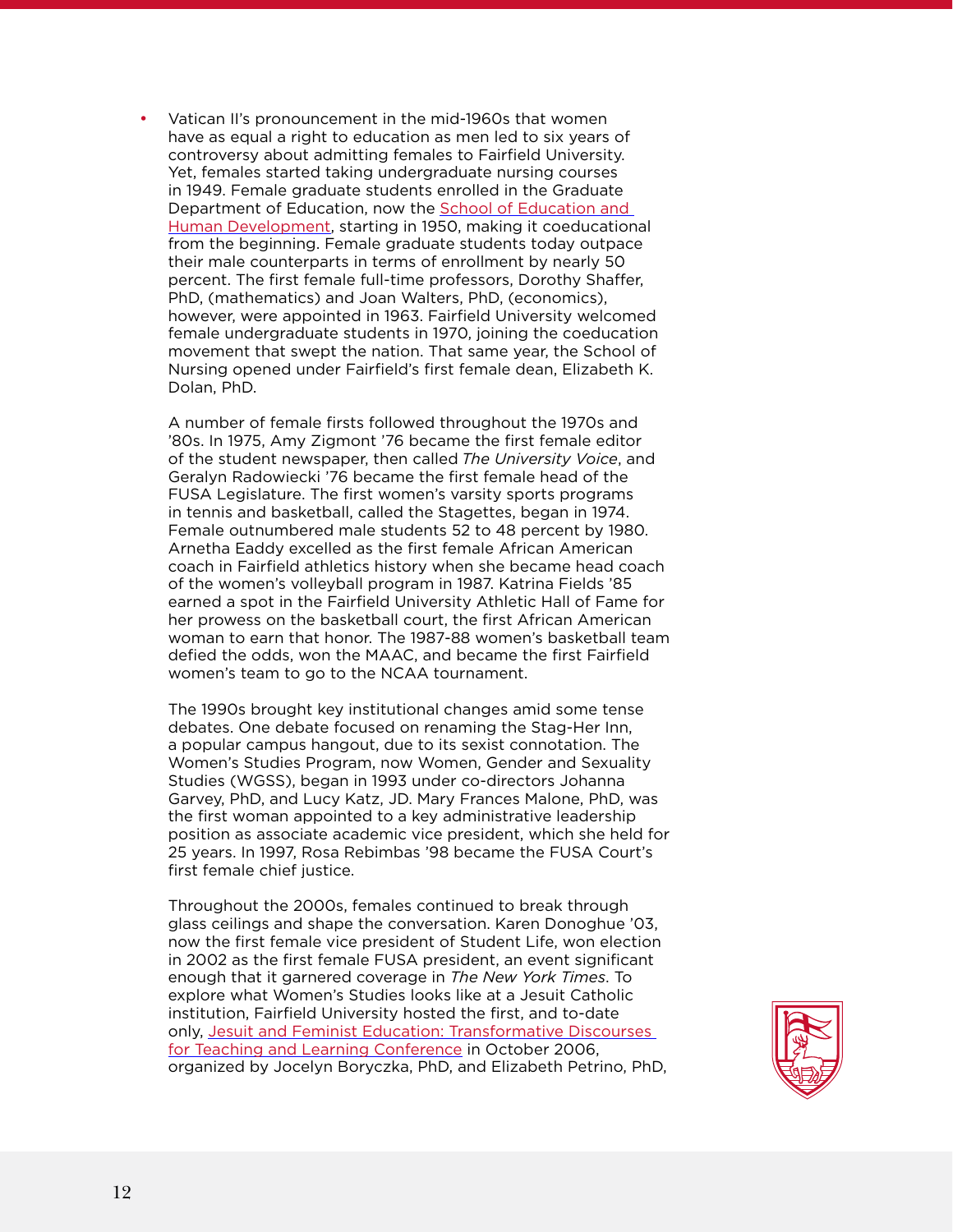- Vatican II's pronouncement in the mid-1960s that women have as equal a right to education as men led to six years of controversy about admitting females to Fairfield University. Yet, females started taking undergraduate nursing courses in 1949. Female graduate students enrolled in the Graduate Department of Education, now the [School of Education and Human Development](), starting in 1950, making it coeducational from the beginning. Female graduate students today outpace their male counterparts in terms of enrollment by nearly 50 percent. The first female full-time professors, Dorothy Shaffer, PhD, (mathematics) and Joan Walters, PhD, (economics), however, were appointed in 1963. Fairfield University welcomed female undergraduate students in 1970, joining the coeducation movement that swept the nation. That same year, the School of Nursing opened under Fairfield's first female dean, Elizabeth K. Dolan, PhD.

  A number of female firsts followed throughout the 1970s and '80s. In 1975, Amy Zigmont '76 became the first female editor of the student newspaper, then called *The University Voice*, and Geralyn Radowiecki '76 became the first female head of the FUSA Legislature. The first women's varsity sports programs in tennis and basketball, called the Stagettes, began in 1974. Female outnumbered male students 52 to 48 percent by 1980. Arnetha Eaddy excelled as the first female African American coach in Fairfield athletics history when she became head coach of the women's volleyball program in 1987. Katrina Fields '85 earned a spot in the Fairfield University Athletic Hall of Fame for her prowess on the basketball court, the first African American woman to earn that honor. The 1987-88 women's basketball team defied the odds, won the MAAC, and became the first Fairfield women's team to go to the NCAA tournament.

  The 1990s brought key institutional changes amid some tense debates. One debate focused on renaming the Stag-Her Inn, a popular campus hangout, due to its sexist connotation. The Women's Studies Program, now Women, Gender and Sexuality Studies (WGSS), began in 1993 under co-directors Johanna Garvey, PhD, and Lucy Katz, JD. Mary Frances Malone, PhD, was the first woman appointed to a key administrative leadership position as associate academic vice president, which she held for 25 years. In 1997, Rosa Rebimbas '98 became the FUSA Court's first female chief justice.

  Throughout the 2000s, females continued to break through glass ceilings and shape the conversation. Karen Donoghue '03, now the first female vice president of Student Life, won election in 2002 as the first female FUSA president, an event significant enough that it garnered coverage in *The New York Times*. To explore what Women's Studies looks like at a Jesuit Catholic institution, Fairfield University hosted the first, and to-date only, [Jesuit and Feminist Education: Transformative Discourses for Teaching and Learning Conference]() in October 2006, organized by Jocelyn Boryczka, PhD, and Elizabeth Petrino, PhD,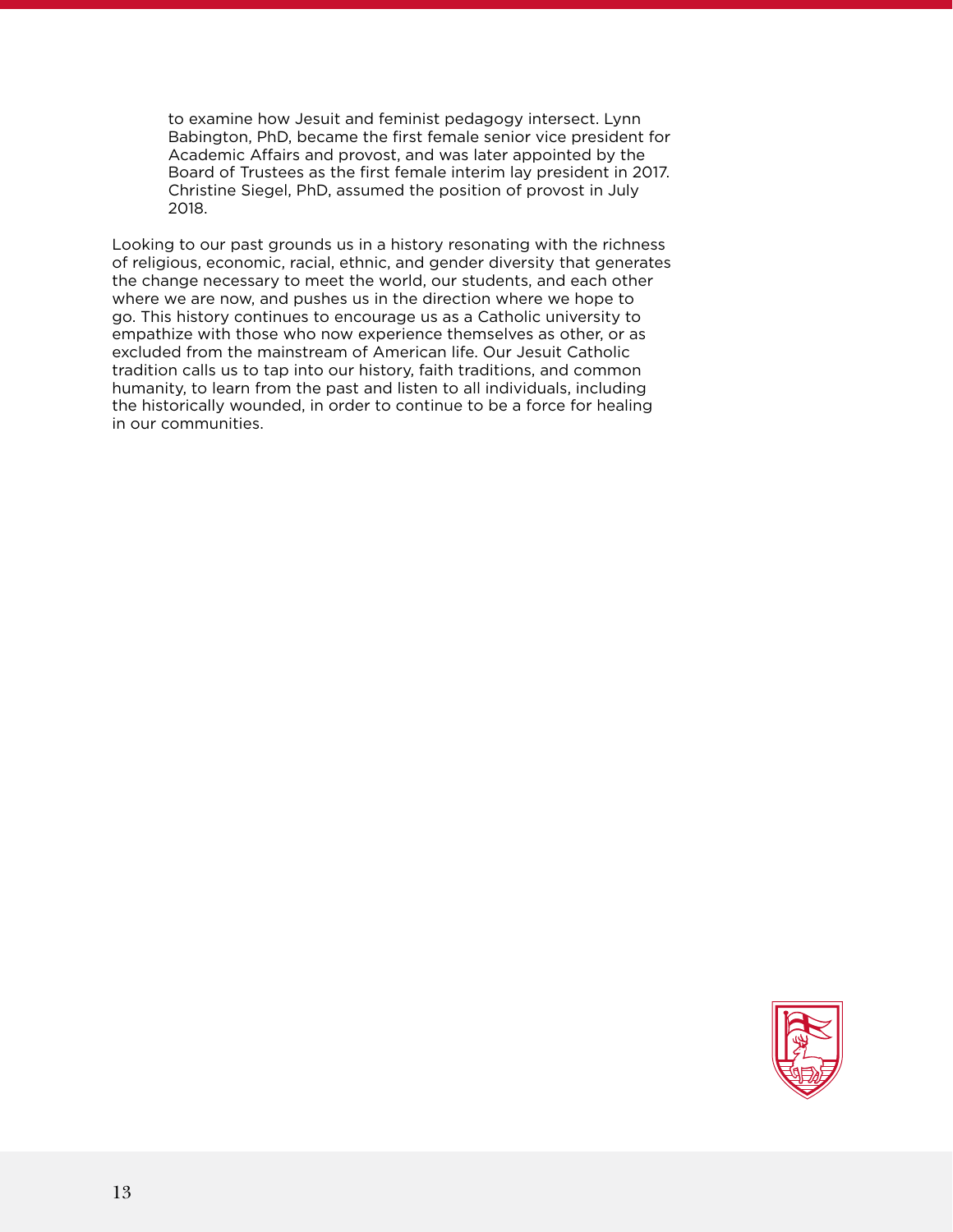to examine how Jesuit and feminist pedagogy intersect. Lynn Babington, PhD, became the first female senior vice president for Academic Affairs and provost, and was later appointed by the Board of Trustees as the first female interim lay president in 2017. Christine Siegel, PhD, assumed the position of provost in July 2018.

Looking to our past grounds us in a history resonating with the richness of religious, economic, racial, ethnic, and gender diversity that generates the change necessary to meet the world, our students, and each other where we are now, and pushes us in the direction where we hope to go. This history continues to encourage us as a Catholic university to empathize with those who now experience themselves as other, or as excluded from the mainstream of American life. Our Jesuit Catholic tradition calls us to tap into our history, faith traditions, and common humanity, to learn from the past and listen to all individuals, including the historically wounded, in order to continue to be a force for healing in our communities.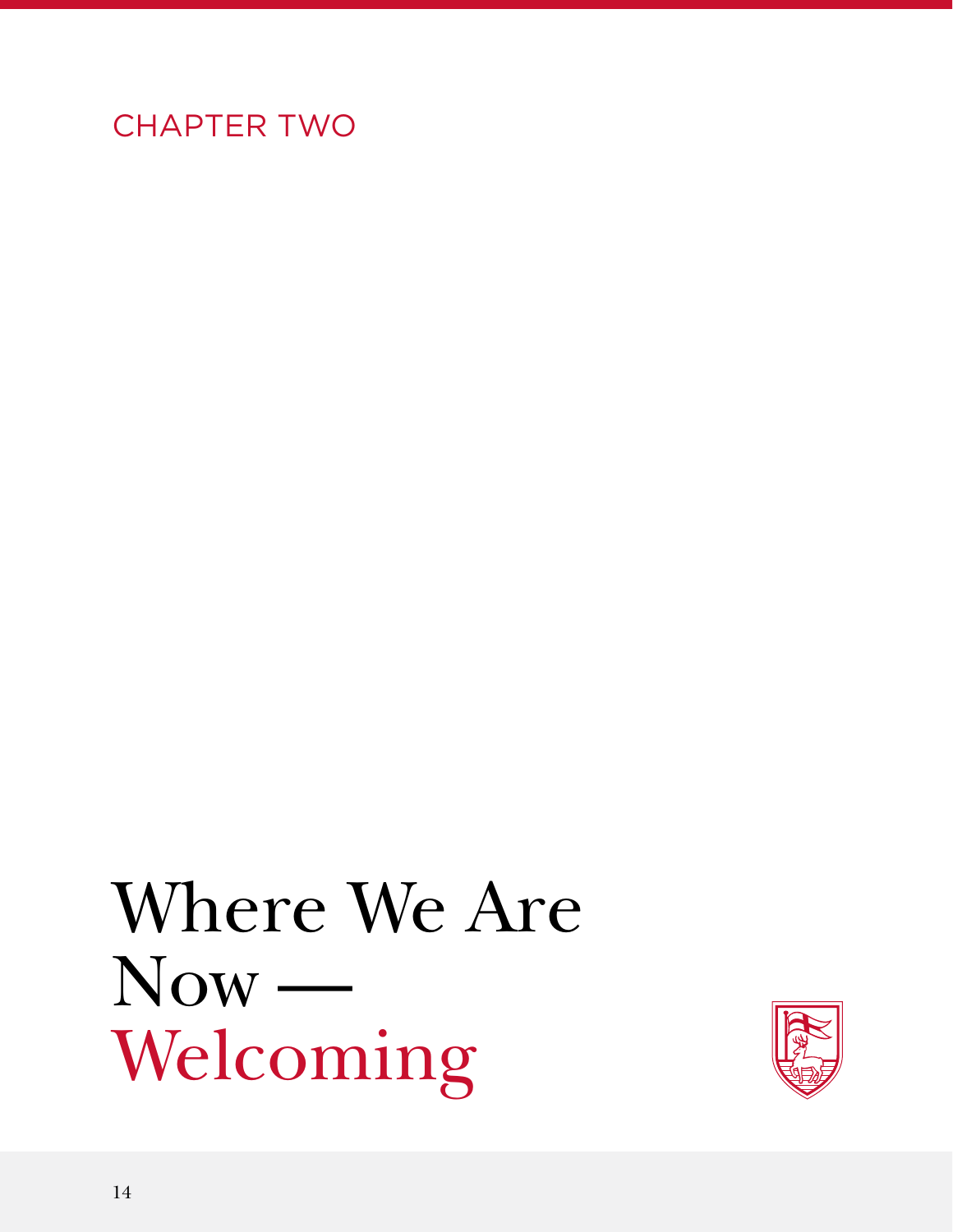CHAPTER TWO

# Where We Are Now — Welcoming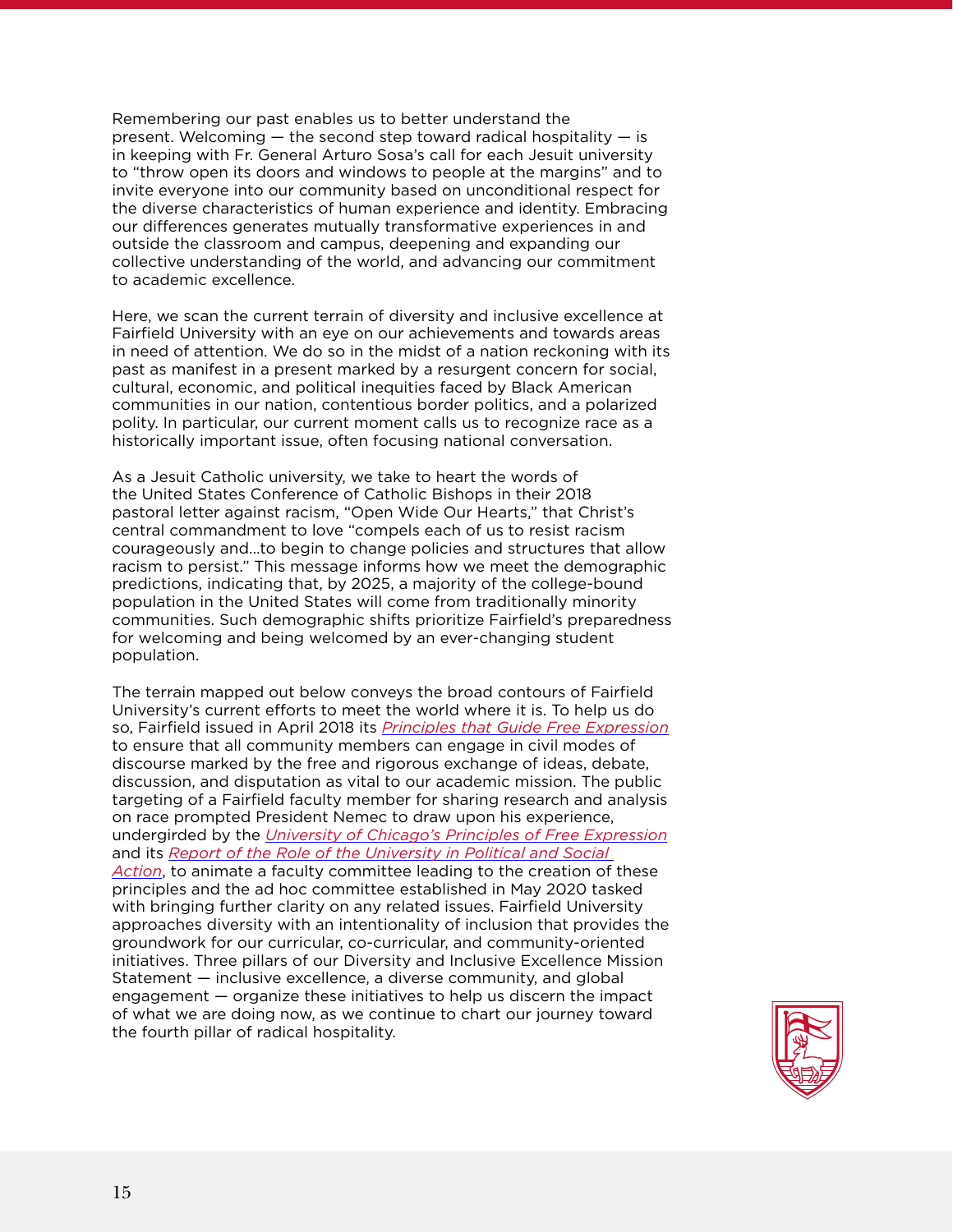Remembering our past enables us to better understand the present. Welcoming — the second step toward radical hospitality — is in keeping with Fr. General Arturo Sosa's call for each Jesuit university to "throw open its doors and windows to people at the margins" and to invite everyone into our community based on unconditional respect for the diverse characteristics of human experience and identity. Embracing our differences generates mutually transformative experiences in and outside the classroom and campus, deepening and expanding our collective understanding of the world, and advancing our commitment to academic excellence.

Here, we scan the current terrain of diversity and inclusive excellence at Fairfield University with an eye on our achievements and towards areas in need of attention. We do so in the midst of a nation reckoning with its past as manifest in a present marked by a resurgent concern for social, cultural, economic, and political inequities faced by Black American communities in our nation, contentious border politics, and a polarized polity. In particular, our current moment calls us to recognize race as a historically important issue, often focusing national conversation.

As a Jesuit Catholic university, we take to heart the words of the United States Conference of Catholic Bishops in their 2018 pastoral letter against racism, "Open Wide Our Hearts," that Christ's central commandment to love "compels each of us to resist racism courageously and…to begin to change policies and structures that allow racism to persist." This message informs how we meet the demographic predictions, indicating that, by 2025, a majority of the college-bound population in the United States will come from traditionally minority communities. Such demographic shifts prioritize Fairfield's preparedness for welcoming and being welcomed by an ever-changing student population.

The terrain mapped out below conveys the broad contours of Fairfield University's current efforts to meet the world where it is. To help us do so, Fairfield issued in April 2018 its *Principles that Guide Free Expression* to ensure that all community members can engage in civil modes of discourse marked by the free and rigorous exchange of ideas, debate, discussion, and disputation as vital to our academic mission. The public targeting of a Fairfield faculty member for sharing research and analysis on race prompted President Nemec to draw upon his experience, undergirded by the *University of Chicago's Principles of Free Expression* and its *Report of the Role of the University in Political and Social Action*, to animate a faculty committee leading to the creation of these principles and the ad hoc committee established in May 2020 tasked with bringing further clarity on any related issues. Fairfield University approaches diversity with an intentionality of inclusion that provides the groundwork for our curricular, co-curricular, and community-oriented initiatives. Three pillars of our Diversity and Inclusive Excellence Mission Statement — inclusive excellence, a diverse community, and global engagement — organize these initiatives to help us discern the impact of what we are doing now, as we continue to chart our journey toward the fourth pillar of radical hospitality.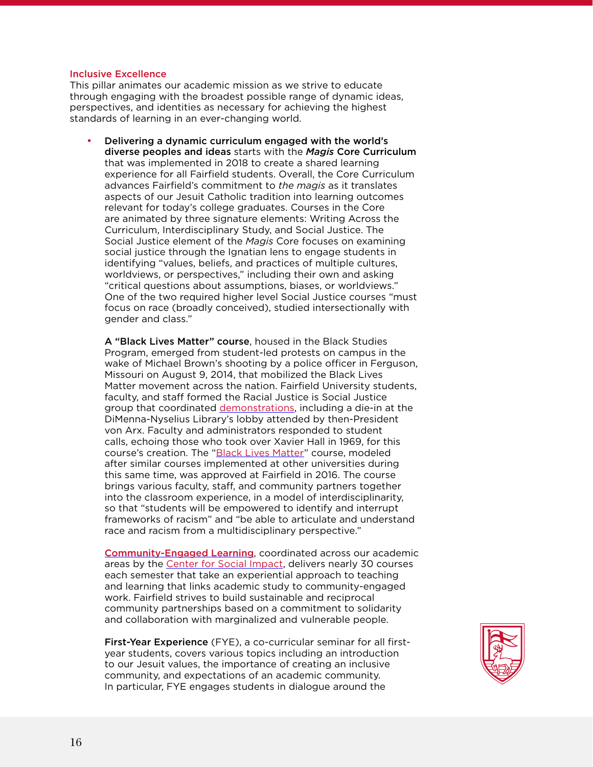## Inclusive Excellence

This pillar animates our academic mission as we strive to educate through engaging with the broadest possible range of dynamic ideas, perspectives, and identities as necessary for achieving the highest standards of learning in an ever-changing world.

- **Delivering a dynamic curriculum engaged with the world's diverse peoples and ideas** starts with the ***Magis* Core Curriculum** that was implemented in 2018 to create a shared learning experience for all Fairfield students. Overall, the Core Curriculum advances Fairfield's commitment to *the magis* as it translates aspects of our Jesuit Catholic tradition into learning outcomes relevant for today's college graduates. Courses in the Core are animated by three signature elements: Writing Across the Curriculum, Interdisciplinary Study, and Social Justice. The Social Justice element of the *Magis* Core focuses on examining social justice through the Ignatian lens to engage students in identifying "values, beliefs, and practices of multiple cultures, worldviews, or perspectives," including their own and asking "critical questions about assumptions, biases, or worldviews." One of the two required higher level Social Justice courses "must focus on race (broadly conceived), studied intersectionally with gender and class."

  **A "Black Lives Matter" course**, housed in the Black Studies Program, emerged from student-led protests on campus in the wake of Michael Brown's shooting by a police officer in Ferguson, Missouri on August 9, 2014, that mobilized the Black Lives Matter movement across the nation. Fairfield University students, faculty, and staff formed the Racial Justice is Social Justice group that coordinated demonstrations, including a die-in at the DiMenna-Nyselius Library's lobby attended by then-President von Arx. Faculty and administrators responded to student calls, echoing those who took over Xavier Hall in 1969, for this course's creation. The "Black Lives Matter" course, modeled after similar courses implemented at other universities during this same time, was approved at Fairfield in 2016. The course brings various faculty, staff, and community partners together into the classroom experience, in a model of interdisciplinarity, so that "students will be empowered to identify and interrupt frameworks of racism" and "be able to articulate and understand race and racism from a multidisciplinary perspective."

  **Community-Engaged Learning**, coordinated across our academic areas by the Center for Social Impact, delivers nearly 30 courses each semester that take an experiential approach to teaching and learning that links academic study to community-engaged work. Fairfield strives to build sustainable and reciprocal community partnerships based on a commitment to solidarity and collaboration with marginalized and vulnerable people.

  **First-Year Experience** (FYE), a co-curricular seminar for all first-year students, covers various topics including an introduction to our Jesuit values, the importance of creating an inclusive community, and expectations of an academic community. In particular, FYE engages students in dialogue around the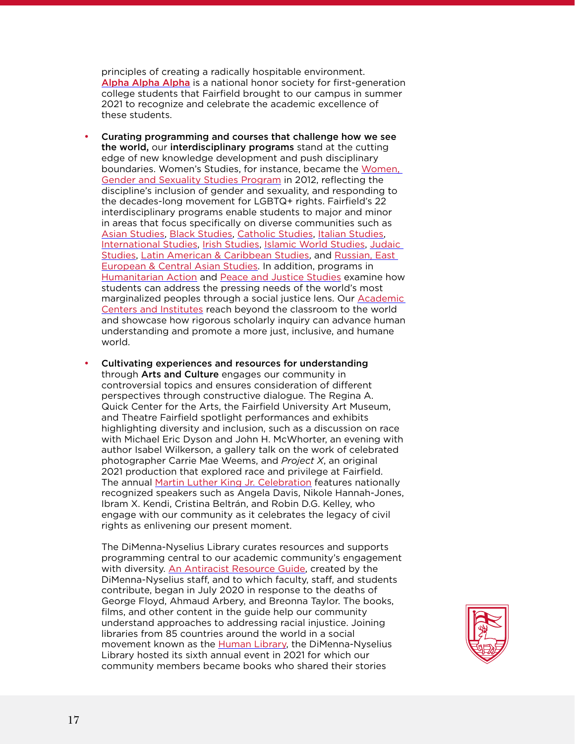principles of creating a radically hospitable environment. **Alpha Alpha Alpha** is a national honor society for first-generation college students that Fairfield brought to our campus in summer 2021 to recognize and celebrate the academic excellence of these students.

- **Curating programming and courses that challenge how we see the world,** our **interdisciplinary programs** stand at the cutting edge of new knowledge development and push disciplinary boundaries. Women's Studies, for instance, became the Women, Gender and Sexuality Studies Program in 2012, reflecting the discipline's inclusion of gender and sexuality, and responding to the decades-long movement for LGBTQ+ rights. Fairfield's 22 interdisciplinary programs enable students to major and minor in areas that focus specifically on diverse communities such as Asian Studies, Black Studies, Catholic Studies, Italian Studies, International Studies, Irish Studies, Islamic World Studies, Judaic Studies, Latin American & Caribbean Studies, and Russian, East European & Central Asian Studies. In addition, programs in Humanitarian Action and Peace and Justice Studies examine how students can address the pressing needs of the world's most marginalized peoples through a social justice lens. Our Academic Centers and Institutes reach beyond the classroom to the world and showcase how rigorous scholarly inquiry can advance human understanding and promote a more just, inclusive, and humane world.

- **Cultivating experiences and resources for understanding** through **Arts and Culture** engages our community in controversial topics and ensures consideration of different perspectives through constructive dialogue. The Regina A. Quick Center for the Arts, the Fairfield University Art Museum, and Theatre Fairfield spotlight performances and exhibits highlighting diversity and inclusion, such as a discussion on race with Michael Eric Dyson and John H. McWhorter, an evening with author Isabel Wilkerson, a gallery talk on the work of celebrated photographer Carrie Mae Weems, and *Project X*, an original 2021 production that explored race and privilege at Fairfield. The annual Martin Luther King Jr. Celebration features nationally recognized speakers such as Angela Davis, Nikole Hannah-Jones, Ibram X. Kendi, Cristina Beltrán, and Robin D.G. Kelley, who engage with our community as it celebrates the legacy of civil rights as enlivening our present moment.

  The DiMenna-Nyselius Library curates resources and supports programming central to our academic community's engagement with diversity. An Antiracist Resource Guide, created by the DiMenna-Nyselius staff, and to which faculty, staff, and students contribute, began in July 2020 in response to the deaths of George Floyd, Ahmaud Arbery, and Breonna Taylor. The books, films, and other content in the guide help our community understand approaches to addressing racial injustice. Joining libraries from 85 countries around the world in a social movement known as the Human Library, the DiMenna-Nyselius Library hosted its sixth annual event in 2021 for which our community members became books who shared their stories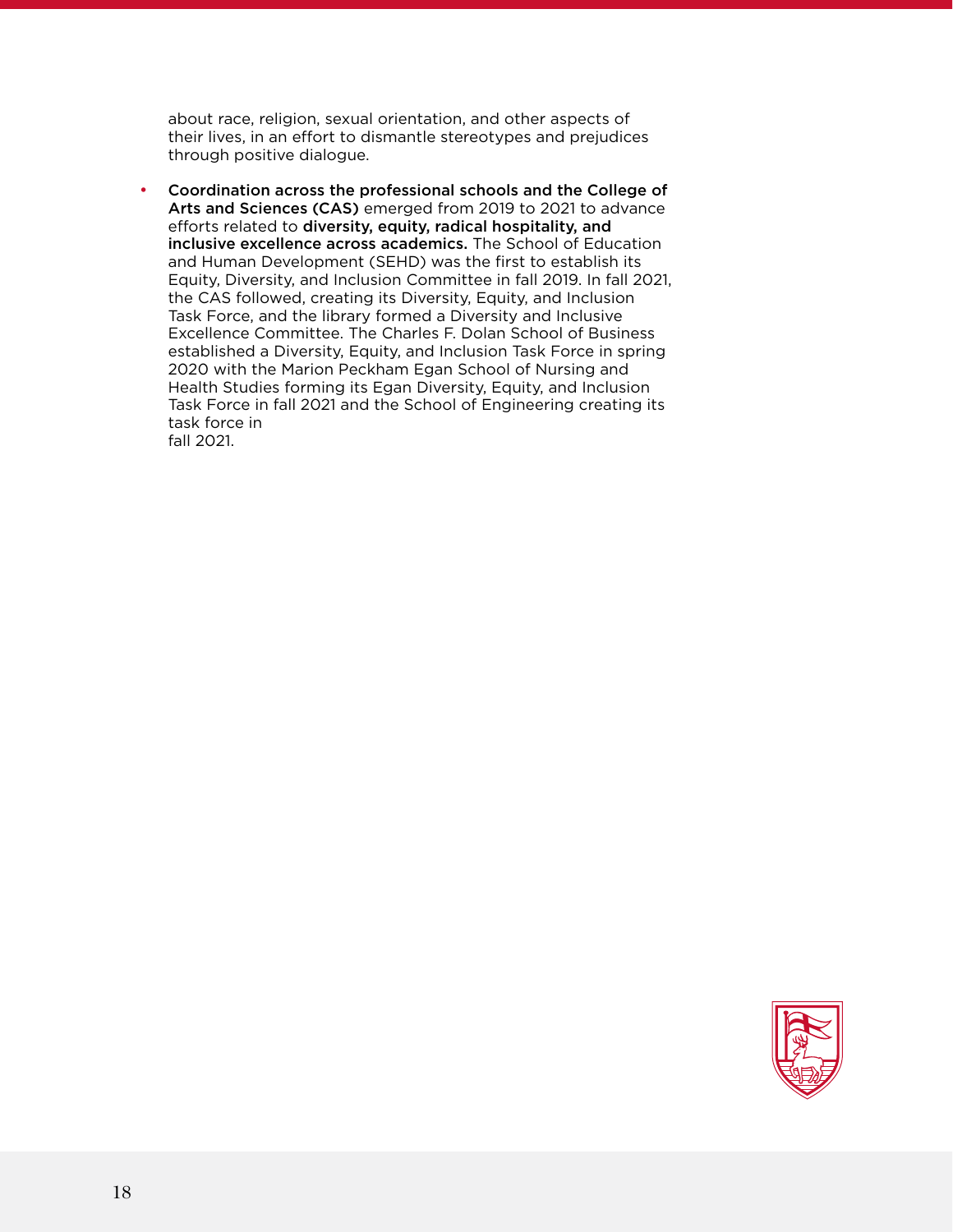about race, religion, sexual orientation, and other aspects of their lives, in an effort to dismantle stereotypes and prejudices through positive dialogue.

- **Coordination across the professional schools and the College of Arts and Sciences (CAS)** emerged from 2019 to 2021 to advance efforts related to **diversity, equity, radical hospitality, and inclusive excellence across academics.** The School of Education and Human Development (SEHD) was the first to establish its Equity, Diversity, and Inclusion Committee in fall 2019. In fall 2021, the CAS followed, creating its Diversity, Equity, and Inclusion Task Force, and the library formed a Diversity and Inclusive Excellence Committee. The Charles F. Dolan School of Business established a Diversity, Equity, and Inclusion Task Force in spring 2020 with the Marion Peckham Egan School of Nursing and Health Studies forming its Egan Diversity, Equity, and Inclusion Task Force in fall 2021 and the School of Engineering creating its task force in fall 2021.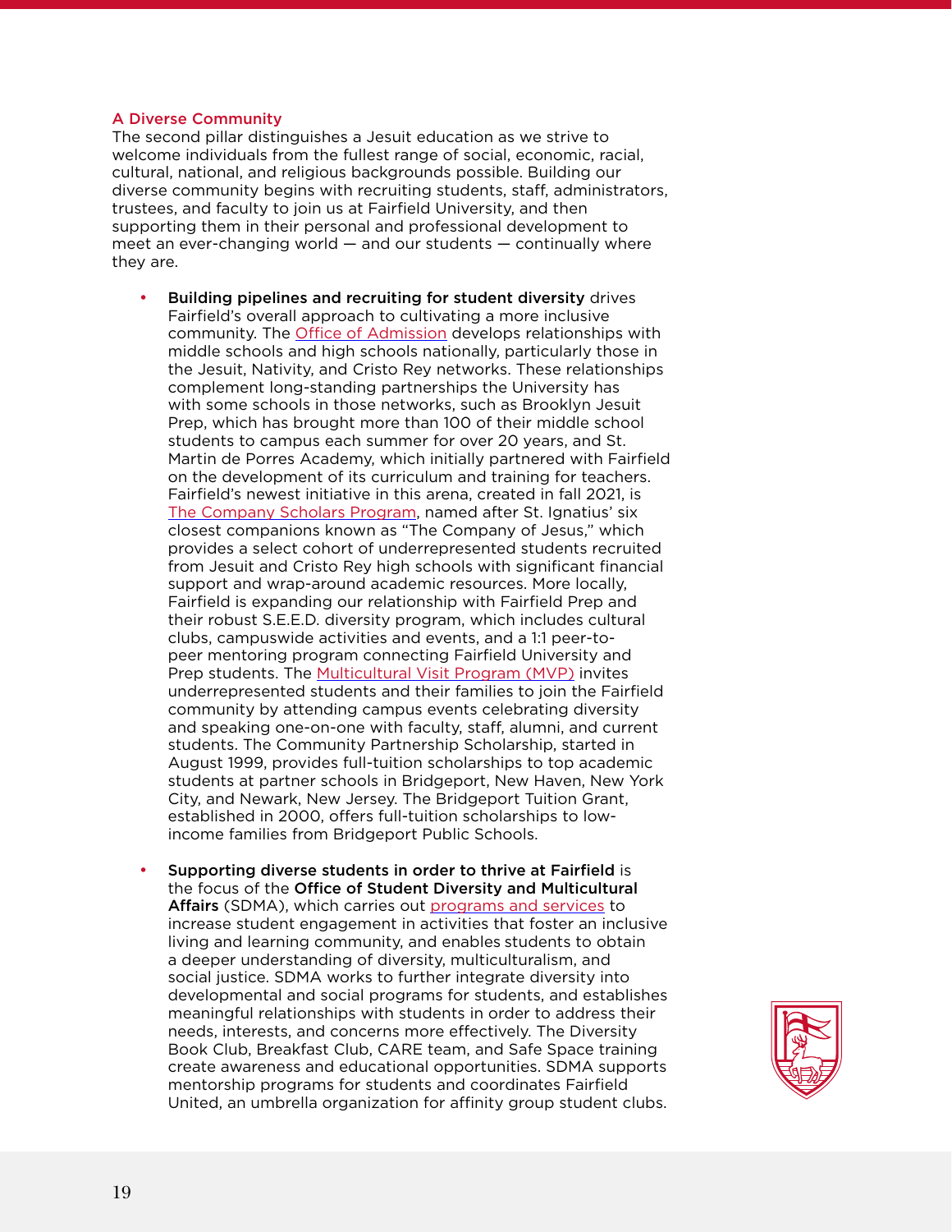## A Diverse Community

The second pillar distinguishes a Jesuit education as we strive to welcome individuals from the fullest range of social, economic, racial, cultural, national, and religious backgrounds possible. Building our diverse community begins with recruiting students, staff, administrators, trustees, and faculty to join us at Fairfield University, and then supporting them in their personal and professional development to meet an ever-changing world — and our students — continually where they are.

- **Building pipelines and recruiting for student diversity** drives Fairfield's overall approach to cultivating a more inclusive community. The Office of Admission develops relationships with middle schools and high schools nationally, particularly those in the Jesuit, Nativity, and Cristo Rey networks. These relationships complement long-standing partnerships the University has with some schools in those networks, such as Brooklyn Jesuit Prep, which has brought more than 100 of their middle school students to campus each summer for over 20 years, and St. Martin de Porres Academy, which initially partnered with Fairfield on the development of its curriculum and training for teachers. Fairfield's newest initiative in this arena, created in fall 2021, is The Company Scholars Program, named after St. Ignatius' six closest companions known as "The Company of Jesus," which provides a select cohort of underrepresented students recruited from Jesuit and Cristo Rey high schools with significant financial support and wrap-around academic resources. More locally, Fairfield is expanding our relationship with Fairfield Prep and their robust S.E.E.D. diversity program, which includes cultural clubs, campuswide activities and events, and a 1:1 peer-to-peer mentoring program connecting Fairfield University and Prep students. The Multicultural Visit Program (MVP) invites underrepresented students and their families to join the Fairfield community by attending campus events celebrating diversity and speaking one-on-one with faculty, staff, alumni, and current students. The Community Partnership Scholarship, started in August 1999, provides full-tuition scholarships to top academic students at partner schools in Bridgeport, New Haven, New York City, and Newark, New Jersey. The Bridgeport Tuition Grant, established in 2000, offers full-tuition scholarships to low-income families from Bridgeport Public Schools.

- **Supporting diverse students in order to thrive at Fairfield** is the focus of the **Office of Student Diversity and Multicultural Affairs** (SDMA), which carries out programs and services to increase student engagement in activities that foster an inclusive living and learning community, and enables students to obtain a deeper understanding of diversity, multiculturalism, and social justice. SDMA works to further integrate diversity into developmental and social programs for students, and establishes meaningful relationships with students in order to address their needs, interests, and concerns more effectively. The Diversity Book Club, Breakfast Club, CARE team, and Safe Space training create awareness and educational opportunities. SDMA supports mentorship programs for students and coordinates Fairfield United, an umbrella organization for affinity group student clubs.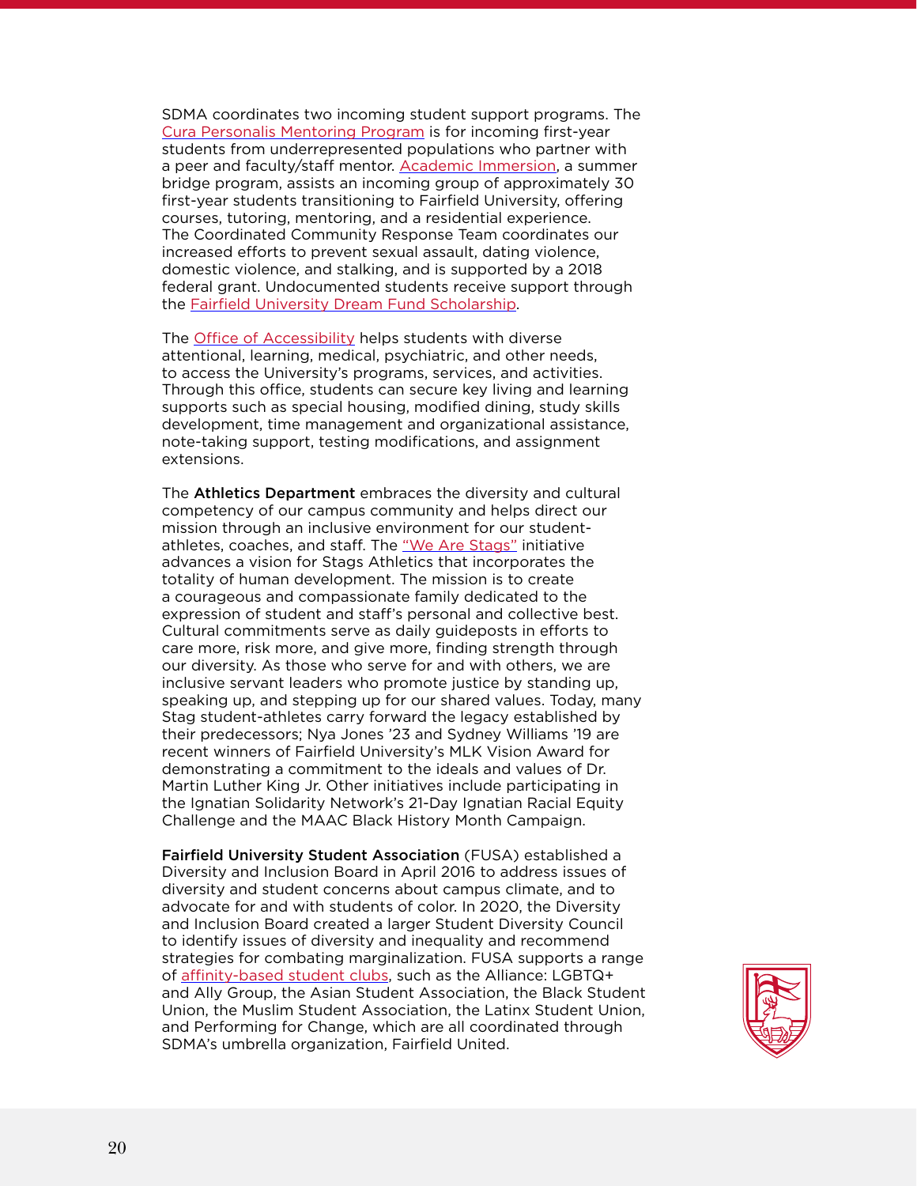SDMA coordinates two incoming student support programs. The Cura Personalis Mentoring Program is for incoming first-year students from underrepresented populations who partner with a peer and faculty/staff mentor. Academic Immersion, a summer bridge program, assists an incoming group of approximately 30 first-year students transitioning to Fairfield University, offering courses, tutoring, mentoring, and a residential experience. The Coordinated Community Response Team coordinates our increased efforts to prevent sexual assault, dating violence, domestic violence, and stalking, and is supported by a 2018 federal grant. Undocumented students receive support through the Fairfield University Dream Fund Scholarship.

The Office of Accessibility helps students with diverse attentional, learning, medical, psychiatric, and other needs, to access the University's programs, services, and activities. Through this office, students can secure key living and learning supports such as special housing, modified dining, study skills development, time management and organizational assistance, note-taking support, testing modifications, and assignment extensions.

The **Athletics Department** embraces the diversity and cultural competency of our campus community and helps direct our mission through an inclusive environment for our student-athletes, coaches, and staff. The "We Are Stags" initiative advances a vision for Stags Athletics that incorporates the totality of human development. The mission is to create a courageous and compassionate family dedicated to the expression of student and staff's personal and collective best. Cultural commitments serve as daily guideposts in efforts to care more, risk more, and give more, finding strength through our diversity. As those who serve for and with others, we are inclusive servant leaders who promote justice by standing up, speaking up, and stepping up for our shared values. Today, many Stag student-athletes carry forward the legacy established by their predecessors; Nya Jones '23 and Sydney Williams '19 are recent winners of Fairfield University's MLK Vision Award for demonstrating a commitment to the ideals and values of Dr. Martin Luther King Jr. Other initiatives include participating in the Ignatian Solidarity Network's 21-Day Ignatian Racial Equity Challenge and the MAAC Black History Month Campaign.

**Fairfield University Student Association** (FUSA) established a Diversity and Inclusion Board in April 2016 to address issues of diversity and student concerns about campus climate, and to advocate for and with students of color. In 2020, the Diversity and Inclusion Board created a larger Student Diversity Council to identify issues of diversity and inequality and recommend strategies for combating marginalization. FUSA supports a range of affinity-based student clubs, such as the Alliance: LGBTQ+ and Ally Group, the Asian Student Association, the Black Student Union, the Muslim Student Association, the Latinx Student Union, and Performing for Change, which are all coordinated through SDMA's umbrella organization, Fairfield United.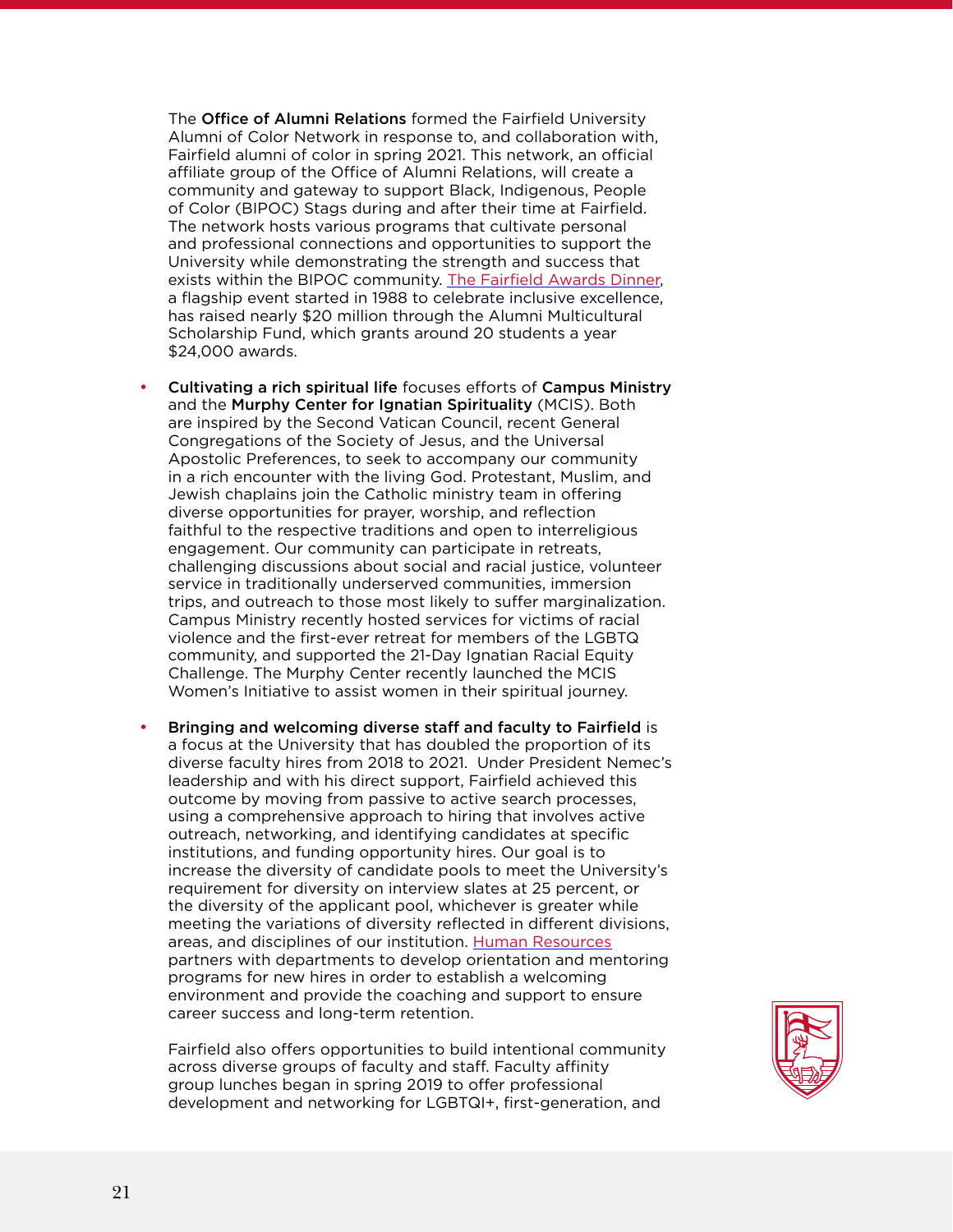The **Office of Alumni Relations** formed the Fairfield University Alumni of Color Network in response to, and collaboration with, Fairfield alumni of color in spring 2021. This network, an official affiliate group of the Office of Alumni Relations, will create a community and gateway to support Black, Indigenous, People of Color (BIPOC) Stags during and after their time at Fairfield. The network hosts various programs that cultivate personal and professional connections and opportunities to support the University while demonstrating the strength and success that exists within the BIPOC community. The Fairfield Awards Dinner, a flagship event started in 1988 to celebrate inclusive excellence, has raised nearly $20 million through the Alumni Multicultural Scholarship Fund, which grants around 20 students a year $24,000 awards.

- **Cultivating a rich spiritual life** focuses efforts of **Campus Ministry** and the **Murphy Center for Ignatian Spirituality** (MCIS). Both are inspired by the Second Vatican Council, recent General Congregations of the Society of Jesus, and the Universal Apostolic Preferences, to seek to accompany our community in a rich encounter with the living God. Protestant, Muslim, and Jewish chaplains join the Catholic ministry team in offering diverse opportunities for prayer, worship, and reflection faithful to the respective traditions and open to interreligious engagement. Our community can participate in retreats, challenging discussions about social and racial justice, volunteer service in traditionally underserved communities, immersion trips, and outreach to those most likely to suffer marginalization. Campus Ministry recently hosted services for victims of racial violence and the first-ever retreat for members of the LGBTQ community, and supported the 21-Day Ignatian Racial Equity Challenge. The Murphy Center recently launched the MCIS Women's Initiative to assist women in their spiritual journey.

- **Bringing and welcoming diverse staff and faculty to Fairfield** is a focus at the University that has doubled the proportion of its diverse faculty hires from 2018 to 2021. Under President Nemec's leadership and with his direct support, Fairfield achieved this outcome by moving from passive to active search processes, using a comprehensive approach to hiring that involves active outreach, networking, and identifying candidates at specific institutions, and funding opportunity hires. Our goal is to increase the diversity of candidate pools to meet the University's requirement for diversity on interview slates at 25 percent, or the diversity of the applicant pool, whichever is greater while meeting the variations of diversity reflected in different divisions, areas, and disciplines of our institution. Human Resources partners with departments to develop orientation and mentoring programs for new hires in order to establish a welcoming environment and provide the coaching and support to ensure career success and long-term retention.

  Fairfield also offers opportunities to build intentional community across diverse groups of faculty and staff. Faculty affinity group lunches began in spring 2019 to offer professional development and networking for LGBTQI+, first-generation, and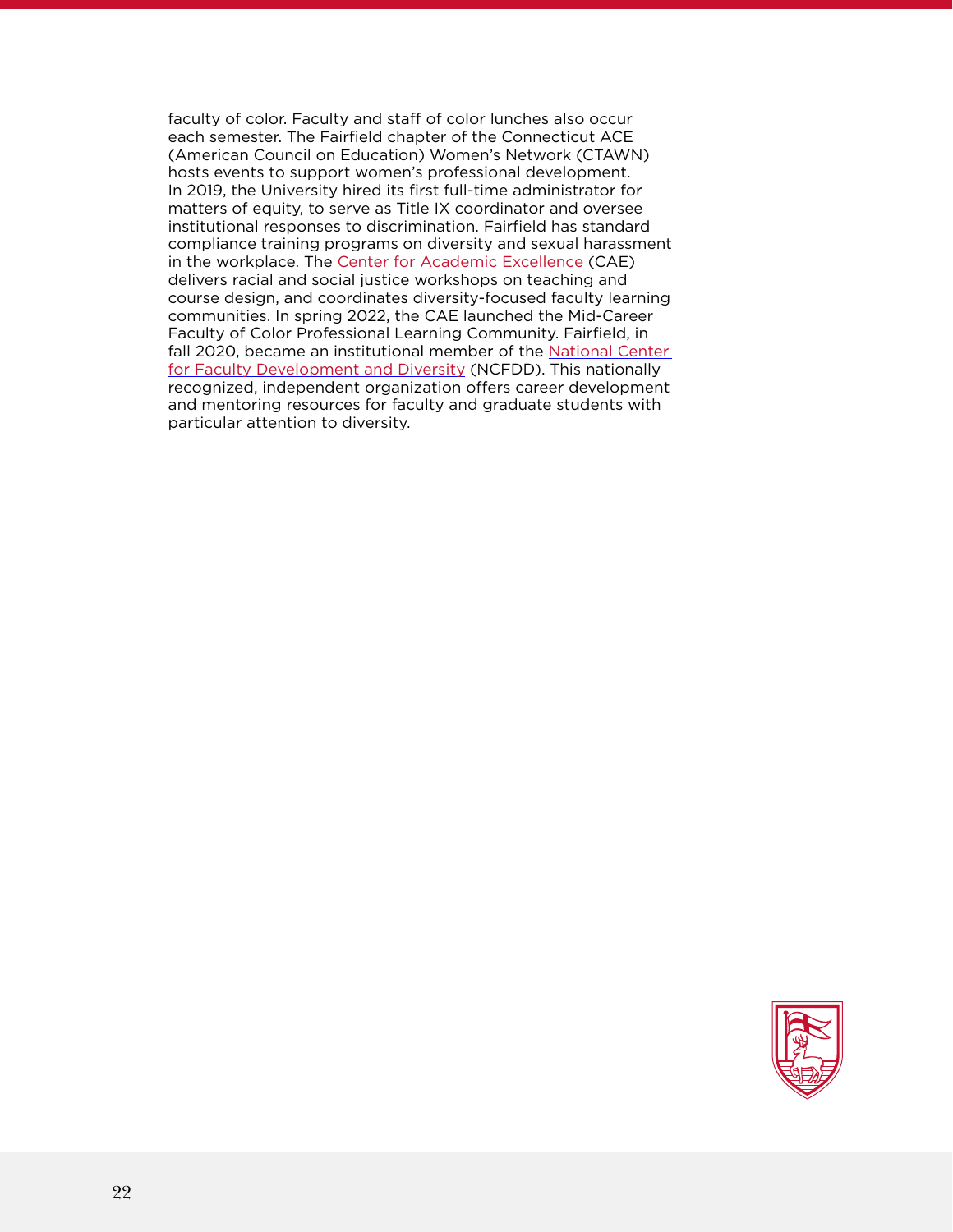faculty of color. Faculty and staff of color lunches also occur each semester. The Fairfield chapter of the Connecticut ACE (American Council on Education) Women's Network (CTAWN) hosts events to support women's professional development. In 2019, the University hired its first full-time administrator for matters of equity, to serve as Title IX coordinator and oversee institutional responses to discrimination. Fairfield has standard compliance training programs on diversity and sexual harassment in the workplace. The Center for Academic Excellence (CAE) delivers racial and social justice workshops on teaching and course design, and coordinates diversity-focused faculty learning communities. In spring 2022, the CAE launched the Mid-Career Faculty of Color Professional Learning Community. Fairfield, in fall 2020, became an institutional member of the National Center for Faculty Development and Diversity (NCFDD). This nationally recognized, independent organization offers career development and mentoring resources for faculty and graduate students with particular attention to diversity.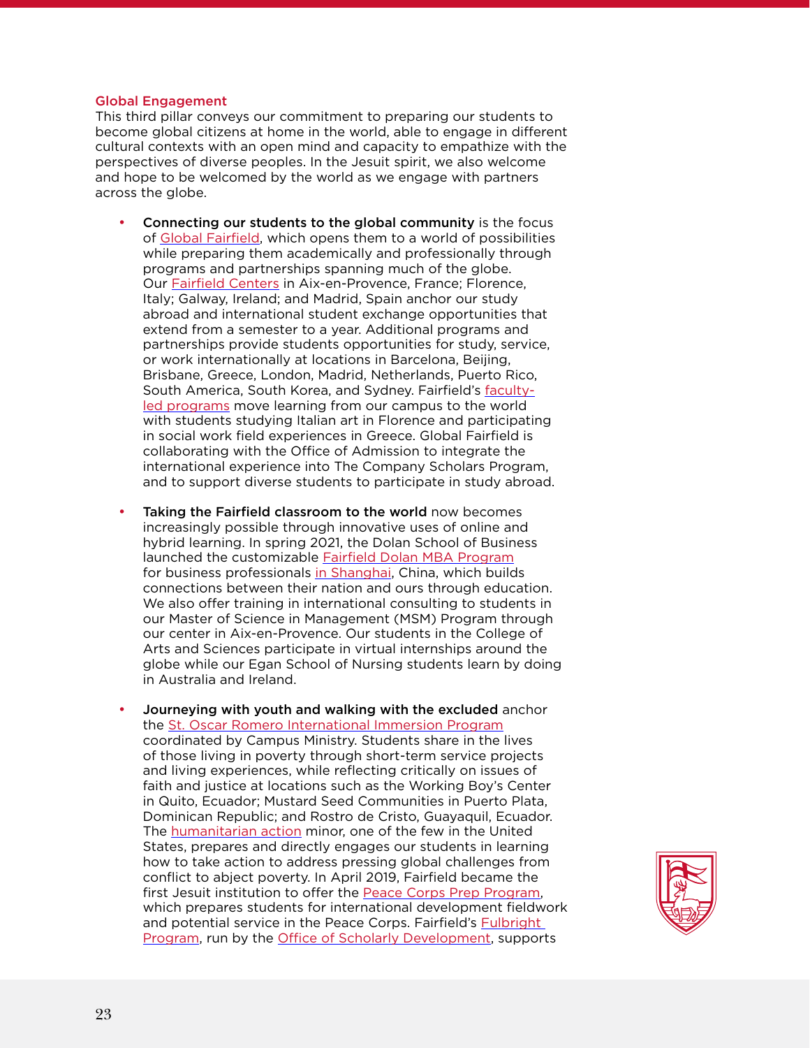## Global Engagement

This third pillar conveys our commitment to preparing our students to become global citizens at home in the world, able to engage in different cultural contexts with an open mind and capacity to empathize with the perspectives of diverse peoples. In the Jesuit spirit, we also welcome and hope to be welcomed by the world as we engage with partners across the globe.

- **Connecting our students to the global community** is the focus of Global Fairfield, which opens them to a world of possibilities while preparing them academically and professionally through programs and partnerships spanning much of the globe. Our Fairfield Centers in Aix-en-Provence, France; Florence, Italy; Galway, Ireland; and Madrid, Spain anchor our study abroad and international student exchange opportunities that extend from a semester to a year. Additional programs and partnerships provide students opportunities for study, service, or work internationally at locations in Barcelona, Beijing, Brisbane, Greece, London, Madrid, Netherlands, Puerto Rico, South America, South Korea, and Sydney. Fairfield's faculty-led programs move learning from our campus to the world with students studying Italian art in Florence and participating in social work field experiences in Greece. Global Fairfield is collaborating with the Office of Admission to integrate the international experience into The Company Scholars Program, and to support diverse students to participate in study abroad.

- **Taking the Fairfield classroom to the world** now becomes increasingly possible through innovative uses of online and hybrid learning. In spring 2021, the Dolan School of Business launched the customizable Fairfield Dolan MBA Program for business professionals in Shanghai, China, which builds connections between their nation and ours through education. We also offer training in international consulting to students in our Master of Science in Management (MSM) Program through our center in Aix-en-Provence. Our students in the College of Arts and Sciences participate in virtual internships around the globe while our Egan School of Nursing students learn by doing in Australia and Ireland.

- **Journeying with youth and walking with the excluded** anchor the St. Oscar Romero International Immersion Program coordinated by Campus Ministry. Students share in the lives of those living in poverty through short-term service projects and living experiences, while reflecting critically on issues of faith and justice at locations such as the Working Boy's Center in Quito, Ecuador; Mustard Seed Communities in Puerto Plata, Dominican Republic; and Rostro de Cristo, Guayaquil, Ecuador. The humanitarian action minor, one of the few in the United States, prepares and directly engages our students in learning how to take action to address pressing global challenges from conflict to abject poverty. In April 2019, Fairfield became the first Jesuit institution to offer the Peace Corps Prep Program, which prepares students for international development fieldwork and potential service in the Peace Corps. Fairfield's Fulbright Program, run by the Office of Scholarly Development, supports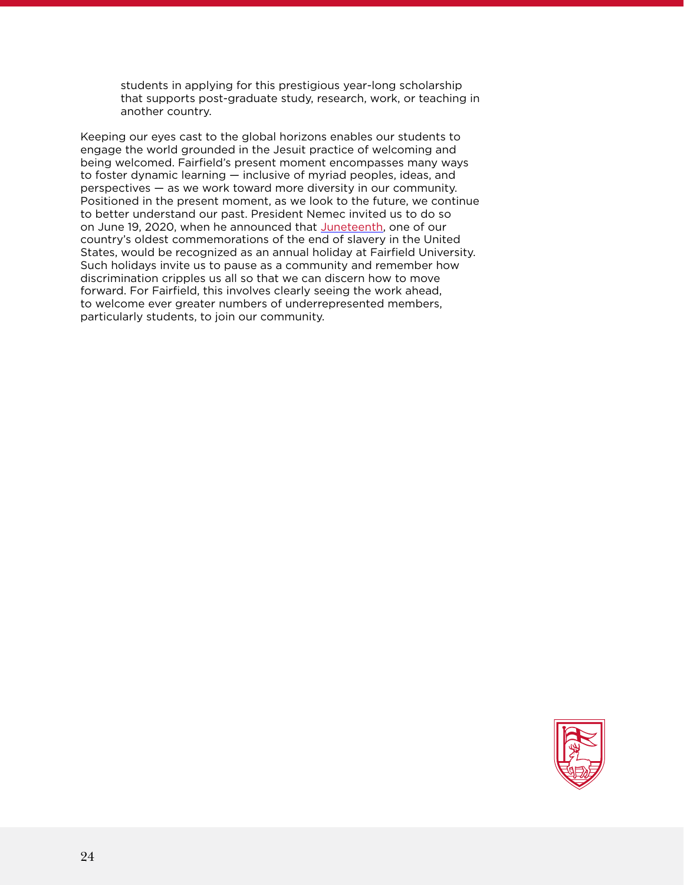students in applying for this prestigious year-long scholarship that supports post-graduate study, research, work, or teaching in another country.

Keeping our eyes cast to the global horizons enables our students to engage the world grounded in the Jesuit practice of welcoming and being welcomed. Fairfield's present moment encompasses many ways to foster dynamic learning — inclusive of myriad peoples, ideas, and perspectives — as we work toward more diversity in our community. Positioned in the present moment, as we look to the future, we continue to better understand our past. President Nemec invited us to do so on June 19, 2020, when he announced that Juneteenth, one of our country's oldest commemorations of the end of slavery in the United States, would be recognized as an annual holiday at Fairfield University. Such holidays invite us to pause as a community and remember how discrimination cripples us all so that we can discern how to move forward. For Fairfield, this involves clearly seeing the work ahead, to welcome ever greater numbers of underrepresented members, particularly students, to join our community.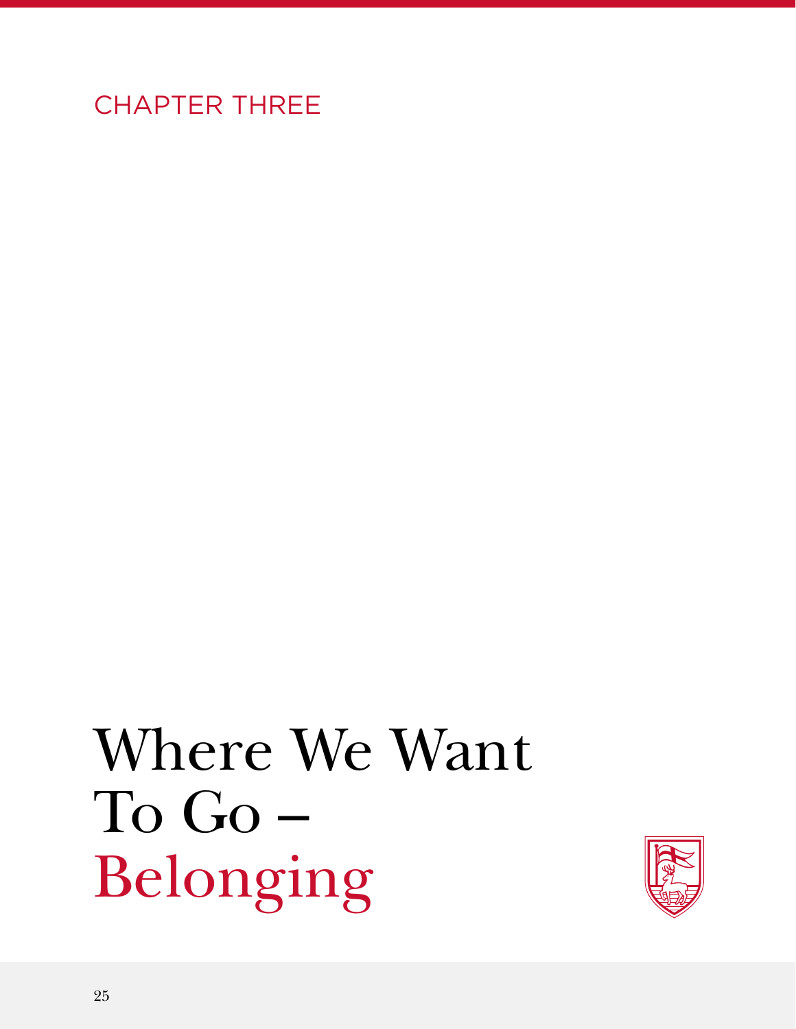CHAPTER THREE

# Where We Want To Go – Belonging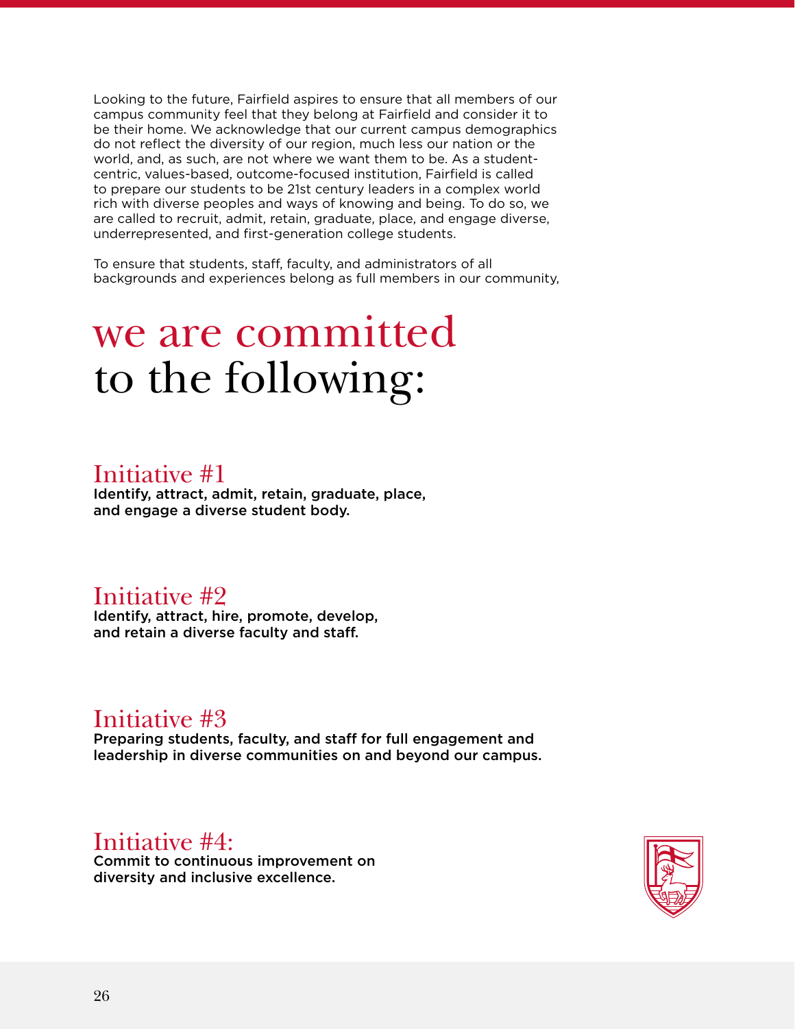Looking to the future, Fairfield aspires to ensure that all members of our campus community feel that they belong at Fairfield and consider it to be their home. We acknowledge that our current campus demographics do not reflect the diversity of our region, much less our nation or the world, and, as such, are not where we want them to be. As a student-centric, values-based, outcome-focused institution, Fairfield is called to prepare our students to be 21st century leaders in a complex world rich with diverse peoples and ways of knowing and being. To do so, we are called to recruit, admit, retain, graduate, place, and engage diverse, underrepresented, and first-generation college students.

To ensure that students, staff, faculty, and administrators of all backgrounds and experiences belong as full members in our community,

# we are committed to the following:

## Initiative #1

**Identify, attract, admit, retain, graduate, place, and engage a diverse student body.**

## Initiative #2

**Identify, attract, hire, promote, develop, and retain a diverse faculty and staff.**

## Initiative #3

**Preparing students, faculty, and staff for full engagement and leadership in diverse communities on and beyond our campus.**

## Initiative #4:

**Commit to continuous improvement on diversity and inclusive excellence.**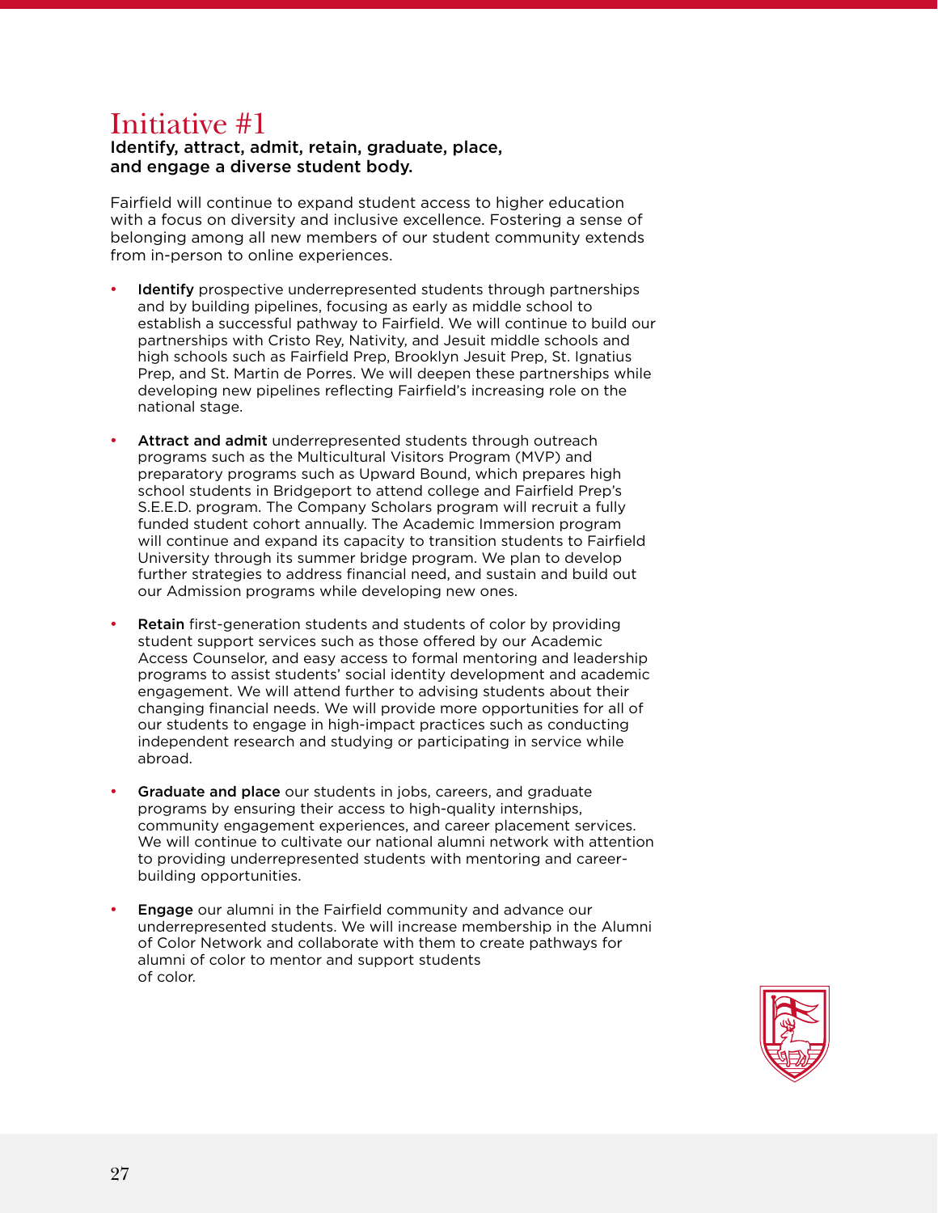# Initiative #1

**Identify, attract, admit, retain, graduate, place, and engage a diverse student body.**

Fairfield will continue to expand student access to higher education with a focus on diversity and inclusive excellence. Fostering a sense of belonging among all new members of our student community extends from in-person to online experiences.

- **Identify** prospective underrepresented students through partnerships and by building pipelines, focusing as early as middle school to establish a successful pathway to Fairfield. We will continue to build our partnerships with Cristo Rey, Nativity, and Jesuit middle schools and high schools such as Fairfield Prep, Brooklyn Jesuit Prep, St. Ignatius Prep, and St. Martin de Porres. We will deepen these partnerships while developing new pipelines reflecting Fairfield's increasing role on the national stage.

- **Attract and admit** underrepresented students through outreach programs such as the Multicultural Visitors Program (MVP) and preparatory programs such as Upward Bound, which prepares high school students in Bridgeport to attend college and Fairfield Prep's S.E.E.D. program. The Company Scholars program will recruit a fully funded student cohort annually. The Academic Immersion program will continue and expand its capacity to transition students to Fairfield University through its summer bridge program. We plan to develop further strategies to address financial need, and sustain and build out our Admission programs while developing new ones.

- **Retain** first-generation students and students of color by providing student support services such as those offered by our Academic Access Counselor, and easy access to formal mentoring and leadership programs to assist students' social identity development and academic engagement. We will attend further to advising students about their changing financial needs. We will provide more opportunities for all of our students to engage in high-impact practices such as conducting independent research and studying or participating in service while abroad.

- **Graduate and place** our students in jobs, careers, and graduate programs by ensuring their access to high-quality internships, community engagement experiences, and career placement services. We will continue to cultivate our national alumni network with attention to providing underrepresented students with mentoring and career-building opportunities.

- **Engage** our alumni in the Fairfield community and advance our underrepresented students. We will increase membership in the Alumni of Color Network and collaborate with them to create pathways for alumni of color to mentor and support students of color.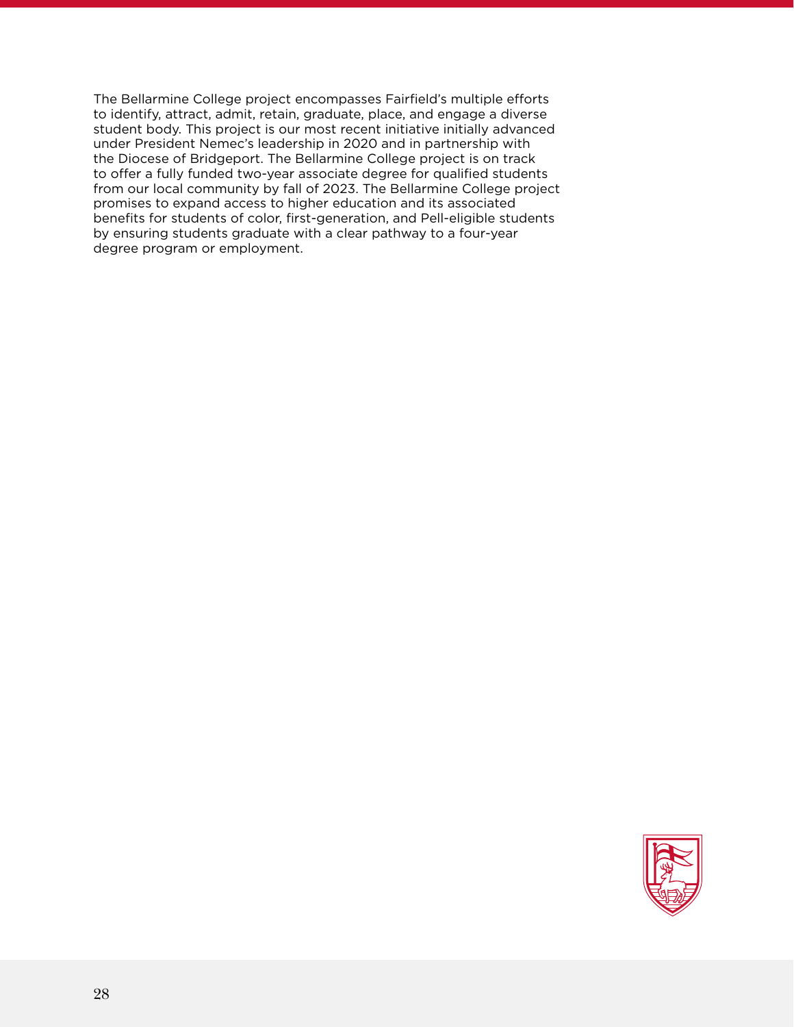The Bellarmine College project encompasses Fairfield's multiple efforts to identify, attract, admit, retain, graduate, place, and engage a diverse student body. This project is our most recent initiative initially advanced under President Nemec's leadership in 2020 and in partnership with the Diocese of Bridgeport. The Bellarmine College project is on track to offer a fully funded two-year associate degree for qualified students from our local community by fall of 2023. The Bellarmine College project promises to expand access to higher education and its associated benefits for students of color, first-generation, and Pell-eligible students by ensuring students graduate with a clear pathway to a four-year degree program or employment.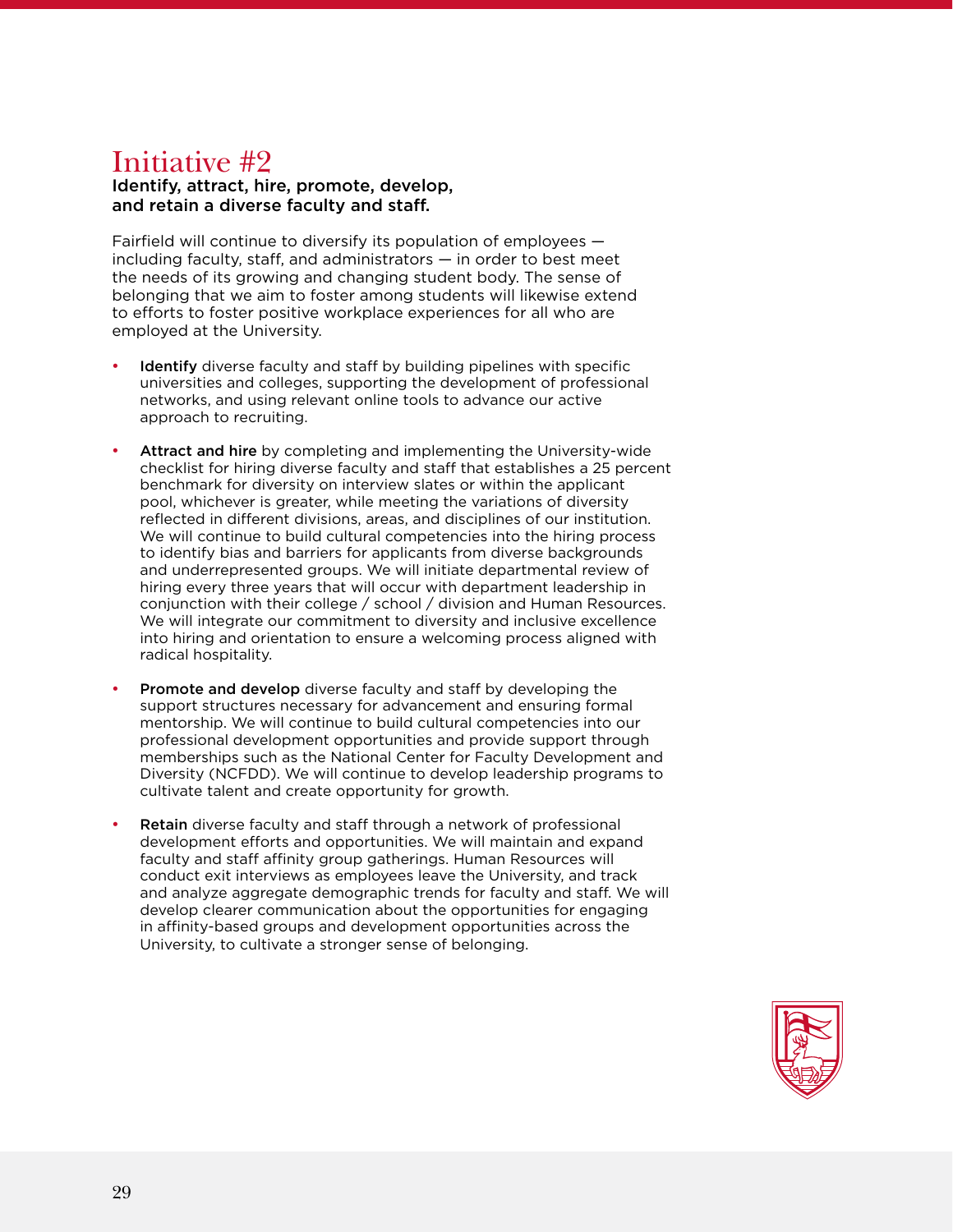# Initiative #2

**Identify, attract, hire, promote, develop, and retain a diverse faculty and staff.**

Fairfield will continue to diversify its population of employees — including faculty, staff, and administrators — in order to best meet the needs of its growing and changing student body. The sense of belonging that we aim to foster among students will likewise extend to efforts to foster positive workplace experiences for all who are employed at the University.

- **Identify** diverse faculty and staff by building pipelines with specific universities and colleges, supporting the development of professional networks, and using relevant online tools to advance our active approach to recruiting.
- **Attract and hire** by completing and implementing the University-wide checklist for hiring diverse faculty and staff that establishes a 25 percent benchmark for diversity on interview slates or within the applicant pool, whichever is greater, while meeting the variations of diversity reflected in different divisions, areas, and disciplines of our institution. We will continue to build cultural competencies into the hiring process to identify bias and barriers for applicants from diverse backgrounds and underrepresented groups. We will initiate departmental review of hiring every three years that will occur with department leadership in conjunction with their college / school / division and Human Resources. We will integrate our commitment to diversity and inclusive excellence into hiring and orientation to ensure a welcoming process aligned with radical hospitality.
- **Promote and develop** diverse faculty and staff by developing the support structures necessary for advancement and ensuring formal mentorship. We will continue to build cultural competencies into our professional development opportunities and provide support through memberships such as the National Center for Faculty Development and Diversity (NCFDD). We will continue to develop leadership programs to cultivate talent and create opportunity for growth.
- **Retain** diverse faculty and staff through a network of professional development efforts and opportunities. We will maintain and expand faculty and staff affinity group gatherings. Human Resources will conduct exit interviews as employees leave the University, and track and analyze aggregate demographic trends for faculty and staff. We will develop clearer communication about the opportunities for engaging in affinity-based groups and development opportunities across the University, to cultivate a stronger sense of belonging.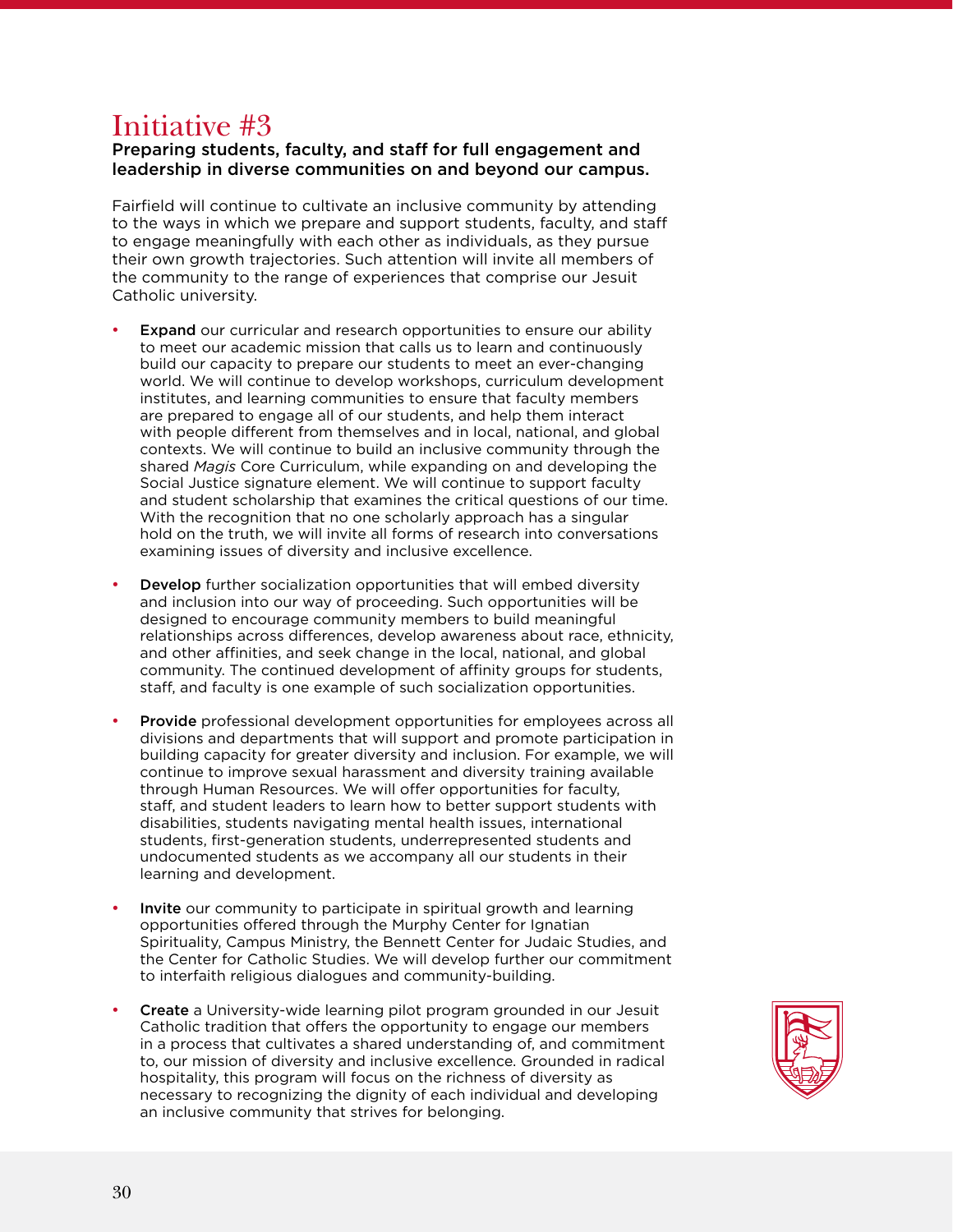# Initiative #3

**Preparing students, faculty, and staff for full engagement and leadership in diverse communities on and beyond our campus.**

Fairfield will continue to cultivate an inclusive community by attending to the ways in which we prepare and support students, faculty, and staff to engage meaningfully with each other as individuals, as they pursue their own growth trajectories. Such attention will invite all members of the community to the range of experiences that comprise our Jesuit Catholic university.

- **Expand** our curricular and research opportunities to ensure our ability to meet our academic mission that calls us to learn and continuously build our capacity to prepare our students to meet an ever-changing world. We will continue to develop workshops, curriculum development institutes, and learning communities to ensure that faculty members are prepared to engage all of our students, and help them interact with people different from themselves and in local, national, and global contexts. We will continue to build an inclusive community through the shared *Magis* Core Curriculum, while expanding on and developing the Social Justice signature element. We will continue to support faculty and student scholarship that examines the critical questions of our time. With the recognition that no one scholarly approach has a singular hold on the truth, we will invite all forms of research into conversations examining issues of diversity and inclusive excellence.

- **Develop** further socialization opportunities that will embed diversity and inclusion into our way of proceeding. Such opportunities will be designed to encourage community members to build meaningful relationships across differences, develop awareness about race, ethnicity, and other affinities, and seek change in the local, national, and global community. The continued development of affinity groups for students, staff, and faculty is one example of such socialization opportunities.

- **Provide** professional development opportunities for employees across all divisions and departments that will support and promote participation in building capacity for greater diversity and inclusion. For example, we will continue to improve sexual harassment and diversity training available through Human Resources. We will offer opportunities for faculty, staff, and student leaders to learn how to better support students with disabilities, students navigating mental health issues, international students, first-generation students, underrepresented students and undocumented students as we accompany all our students in their learning and development.

- **Invite** our community to participate in spiritual growth and learning opportunities offered through the Murphy Center for Ignatian Spirituality, Campus Ministry, the Bennett Center for Judaic Studies, and the Center for Catholic Studies. We will develop further our commitment to interfaith religious dialogues and community-building.

- **Create** a University-wide learning pilot program grounded in our Jesuit Catholic tradition that offers the opportunity to engage our members in a process that cultivates a shared understanding of, and commitment to, our mission of diversity and inclusive excellence. Grounded in radical hospitality, this program will focus on the richness of diversity as necessary to recognizing the dignity of each individual and developing an inclusive community that strives for belonging.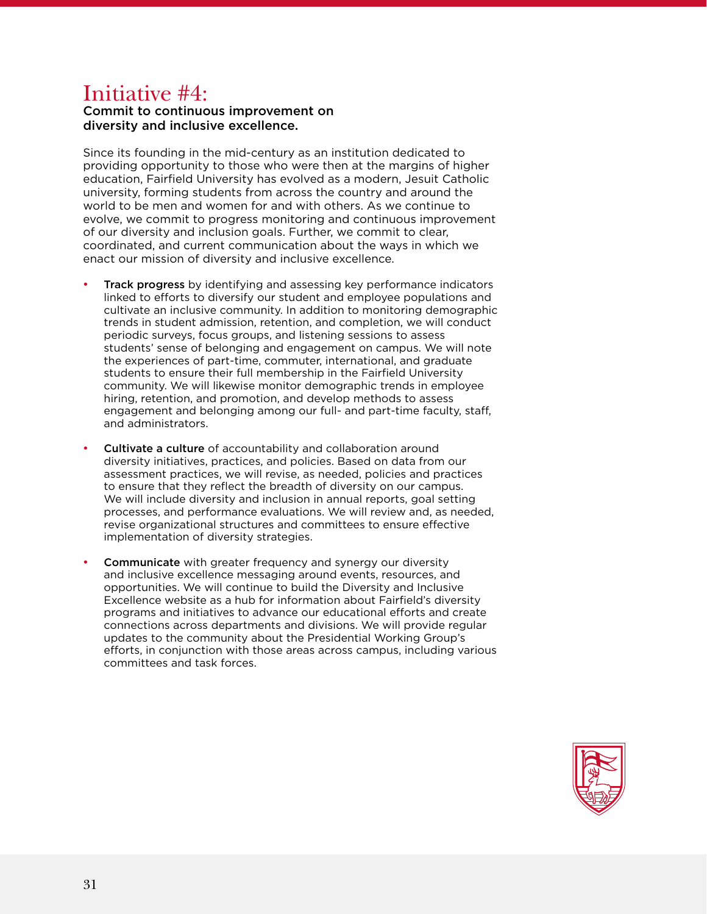# Initiative #4:

**Commit to continuous improvement on diversity and inclusive excellence.**

Since its founding in the mid-century as an institution dedicated to providing opportunity to those who were then at the margins of higher education, Fairfield University has evolved as a modern, Jesuit Catholic university, forming students from across the country and around the world to be men and women for and with others. As we continue to evolve, we commit to progress monitoring and continuous improvement of our diversity and inclusion goals. Further, we commit to clear, coordinated, and current communication about the ways in which we enact our mission of diversity and inclusive excellence.

- **Track progress** by identifying and assessing key performance indicators linked to efforts to diversify our student and employee populations and cultivate an inclusive community. In addition to monitoring demographic trends in student admission, retention, and completion, we will conduct periodic surveys, focus groups, and listening sessions to assess students' sense of belonging and engagement on campus. We will note the experiences of part-time, commuter, international, and graduate students to ensure their full membership in the Fairfield University community. We will likewise monitor demographic trends in employee hiring, retention, and promotion, and develop methods to assess engagement and belonging among our full- and part-time faculty, staff, and administrators.

- **Cultivate a culture** of accountability and collaboration around diversity initiatives, practices, and policies. Based on data from our assessment practices, we will revise, as needed, policies and practices to ensure that they reflect the breadth of diversity on our campus. We will include diversity and inclusion in annual reports, goal setting processes, and performance evaluations. We will review and, as needed, revise organizational structures and committees to ensure effective implementation of diversity strategies.

- **Communicate** with greater frequency and synergy our diversity and inclusive excellence messaging around events, resources, and opportunities. We will continue to build the Diversity and Inclusive Excellence website as a hub for information about Fairfield's diversity programs and initiatives to advance our educational efforts and create connections across departments and divisions. We will provide regular updates to the community about the Presidential Working Group's efforts, in conjunction with those areas across campus, including various committees and task forces.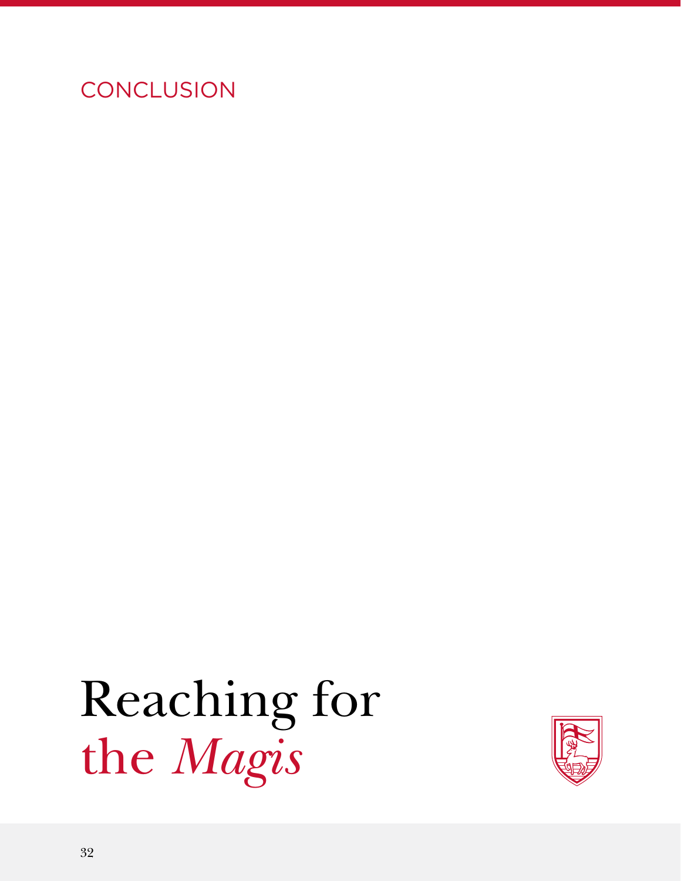CONCLUSION

# Reaching for the *Magis*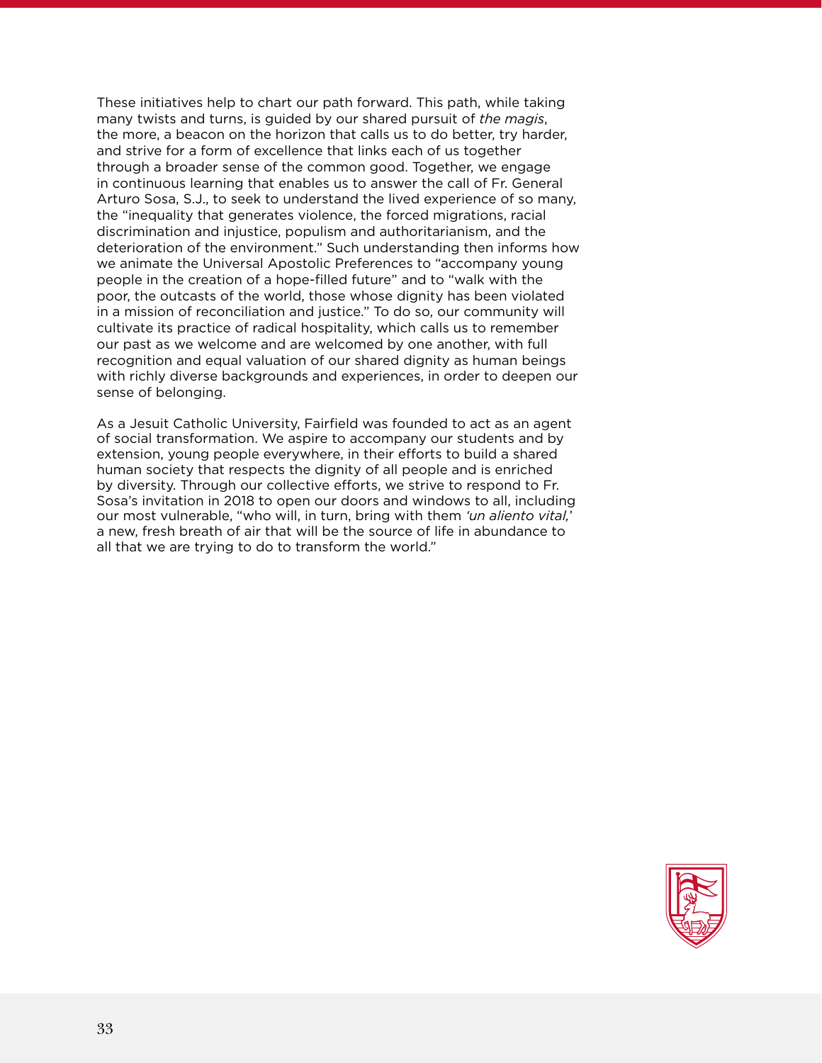These initiatives help to chart our path forward. This path, while taking many twists and turns, is guided by our shared pursuit of *the magis*, the more, a beacon on the horizon that calls us to do better, try harder, and strive for a form of excellence that links each of us together through a broader sense of the common good. Together, we engage in continuous learning that enables us to answer the call of Fr. General Arturo Sosa, S.J., to seek to understand the lived experience of so many, the "inequality that generates violence, the forced migrations, racial discrimination and injustice, populism and authoritarianism, and the deterioration of the environment." Such understanding then informs how we animate the Universal Apostolic Preferences to "accompany young people in the creation of a hope-filled future" and to "walk with the poor, the outcasts of the world, those whose dignity has been violated in a mission of reconciliation and justice." To do so, our community will cultivate its practice of radical hospitality, which calls us to remember our past as we welcome and are welcomed by one another, with full recognition and equal valuation of our shared dignity as human beings with richly diverse backgrounds and experiences, in order to deepen our sense of belonging.

As a Jesuit Catholic University, Fairfield was founded to act as an agent of social transformation. We aspire to accompany our students and by extension, young people everywhere, in their efforts to build a shared human society that respects the dignity of all people and is enriched by diversity. Through our collective efforts, we strive to respond to Fr. Sosa's invitation in 2018 to open our doors and windows to all, including our most vulnerable, "who will, in turn, bring with them *'un aliento vital,'* a new, fresh breath of air that will be the source of life in abundance to all that we are trying to do to transform the world."